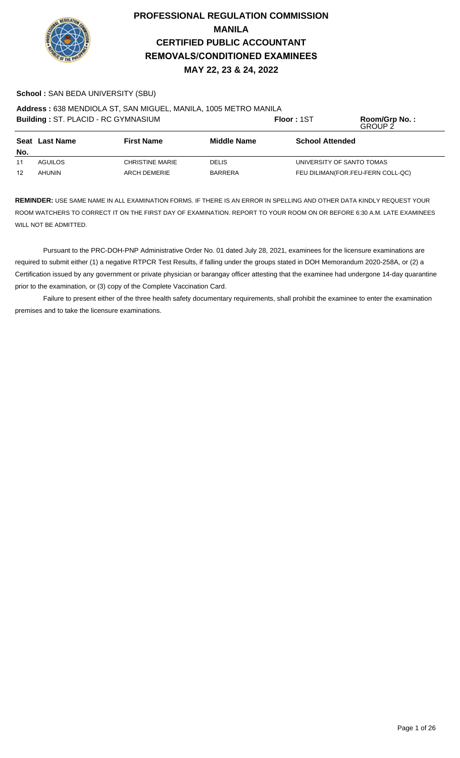# PROFESSIONAL REGULATION COMMISSION
# MANILA
# CERTIFIED PUBLIC ACCOUNTANT
# REMOVALS/CONDITIONED EXAMINEES
# MAY 22, 23 & 24, 2022

**School :** SAN BEDA UNIVERSITY (SBU)

**Address :** 638 MENDIOLA ST, SAN MIGUEL, MANILA, 1005 METRO MANILA

**Building :** ST. PLACID - RC GYMNASIUM **Floor :** 1ST **Room/Grp No. :** GROUP 2

| Seat No. | Last Name | First Name | Middle Name | School Attended |
|---|---|---|---|---|
| 11 | AGUILOS | CHRISTINE MARIE | DELIS | UNIVERSITY OF SANTO TOMAS |
| 12 | AHUNIN | ARCH DEMERIE | BARRERA | FEU DILIMAN(FOR.FEU-FERN COLL-QC) |

**REMINDER:** USE SAME NAME IN ALL EXAMINATION FORMS. IF THERE IS AN ERROR IN SPELLING AND OTHER DATA KINDLY REQUEST YOUR ROOM WATCHERS TO CORRECT IT ON THE FIRST DAY OF EXAMINATION. REPORT TO YOUR ROOM ON OR BEFORE 6:30 A.M. LATE EXAMINEES WILL NOT BE ADMITTED.

Pursuant to the PRC-DOH-PNP Administrative Order No. 01 dated July 28, 2021, examinees for the licensure examinations are required to submit either (1) a negative RTPCR Test Results, if falling under the groups stated in DOH Memorandum 2020-258A, or (2) a Certification issued by any government or private physician or barangay officer attesting that the examinee had undergone 14-day quarantine prior to the examination, or (3) copy of the Complete Vaccination Card.

Failure to present either of the three health safety documentary requirements, shall prohibit the examinee to enter the examination premises and to take the licensure examinations.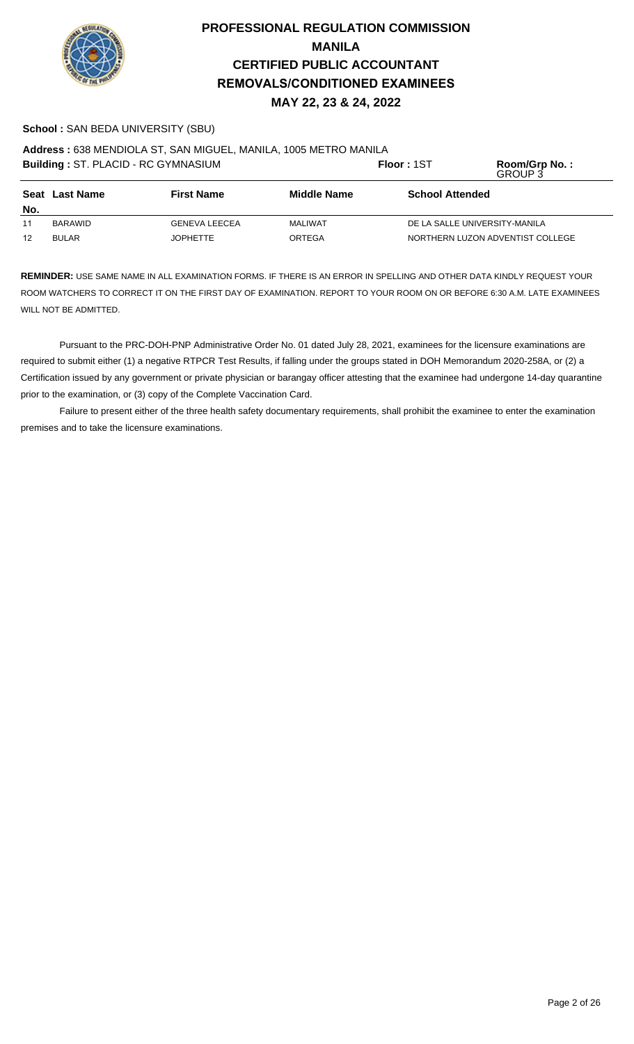# PROFESSIONAL REGULATION COMMISSION
## MANILA
## CERTIFIED PUBLIC ACCOUNTANT
## REMOVALS/CONDITIONED EXAMINEES
### MAY 22, 23 & 24, 2022

**School :** SAN BEDA UNIVERSITY (SBU)

**Address :** 638 MENDIOLA ST, SAN MIGUEL, MANILA, 1005 METRO MANILA

**Building :** ST. PLACID - RC GYMNASIUM **Floor :** 1ST **Room/Grp No. :** GROUP 3

| Seat No. | Last Name | First Name | Middle Name | School Attended |
|---|---|---|---|---|
| 11 | BARAWID | GENEVA LEECEA | MALIWAT | DE LA SALLE UNIVERSITY-MANILA |
| 12 | BULAR | JOPHETTE | ORTEGA | NORTHERN LUZON ADVENTIST COLLEGE |

**REMINDER:** USE SAME NAME IN ALL EXAMINATION FORMS. IF THERE IS AN ERROR IN SPELLING AND OTHER DATA KINDLY REQUEST YOUR ROOM WATCHERS TO CORRECT IT ON THE FIRST DAY OF EXAMINATION. REPORT TO YOUR ROOM ON OR BEFORE 6:30 A.M. LATE EXAMINEES WILL NOT BE ADMITTED.

Pursuant to the PRC-DOH-PNP Administrative Order No. 01 dated July 28, 2021, examinees for the licensure examinations are required to submit either (1) a negative RTPCR Test Results, if falling under the groups stated in DOH Memorandum 2020-258A, or (2) a Certification issued by any government or private physician or barangay officer attesting that the examinee had undergone 14-day quarantine prior to the examination, or (3) copy of the Complete Vaccination Card.

Failure to present either of the three health safety documentary requirements, shall prohibit the examinee to enter the examination premises and to take the licensure examinations.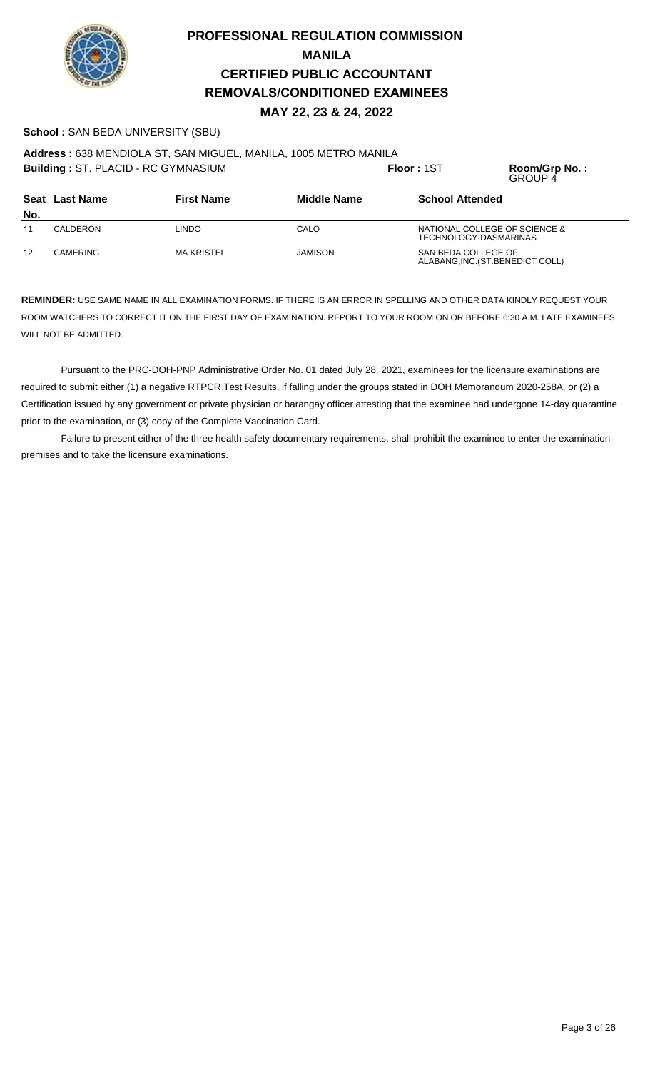# PROFESSIONAL REGULATION COMMISSION
## MANILA
## CERTIFIED PUBLIC ACCOUNTANT
## REMOVALS/CONDITIONED EXAMINEES
### MAY 22, 23 & 24, 2022

**School :** SAN BEDA UNIVERSITY (SBU)

**Address :** 638 MENDIOLA ST, SAN MIGUEL, MANILA, 1005 METRO MANILA

**Building :** ST. PLACID - RC GYMNASIUM **Floor :** 1ST **Room/Grp No. :** GROUP 4

| Seat No. | Last Name | First Name | Middle Name | School Attended |
|---|---|---|---|---|
| 11 | CALDERON | LINDO | CALO | NATIONAL COLLEGE OF SCIENCE & TECHNOLOGY-DASMARINAS |
| 12 | CAMERING | MA KRISTEL | JAMISON | SAN BEDA COLLEGE OF ALABANG,INC.(ST.BENEDICT COLL) |

**REMINDER:** USE SAME NAME IN ALL EXAMINATION FORMS. IF THERE IS AN ERROR IN SPELLING AND OTHER DATA KINDLY REQUEST YOUR ROOM WATCHERS TO CORRECT IT ON THE FIRST DAY OF EXAMINATION. REPORT TO YOUR ROOM ON OR BEFORE 6:30 A.M. LATE EXAMINEES WILL NOT BE ADMITTED.

Pursuant to the PRC-DOH-PNP Administrative Order No. 01 dated July 28, 2021, examinees for the licensure examinations are required to submit either (1) a negative RTPCR Test Results, if falling under the groups stated in DOH Memorandum 2020-258A, or (2) a Certification issued by any government or private physician or barangay officer attesting that the examinee had undergone 14-day quarantine prior to the examination, or (3) copy of the Complete Vaccination Card.

Failure to present either of the three health safety documentary requirements, shall prohibit the examinee to enter the examination premises and to take the licensure examinations.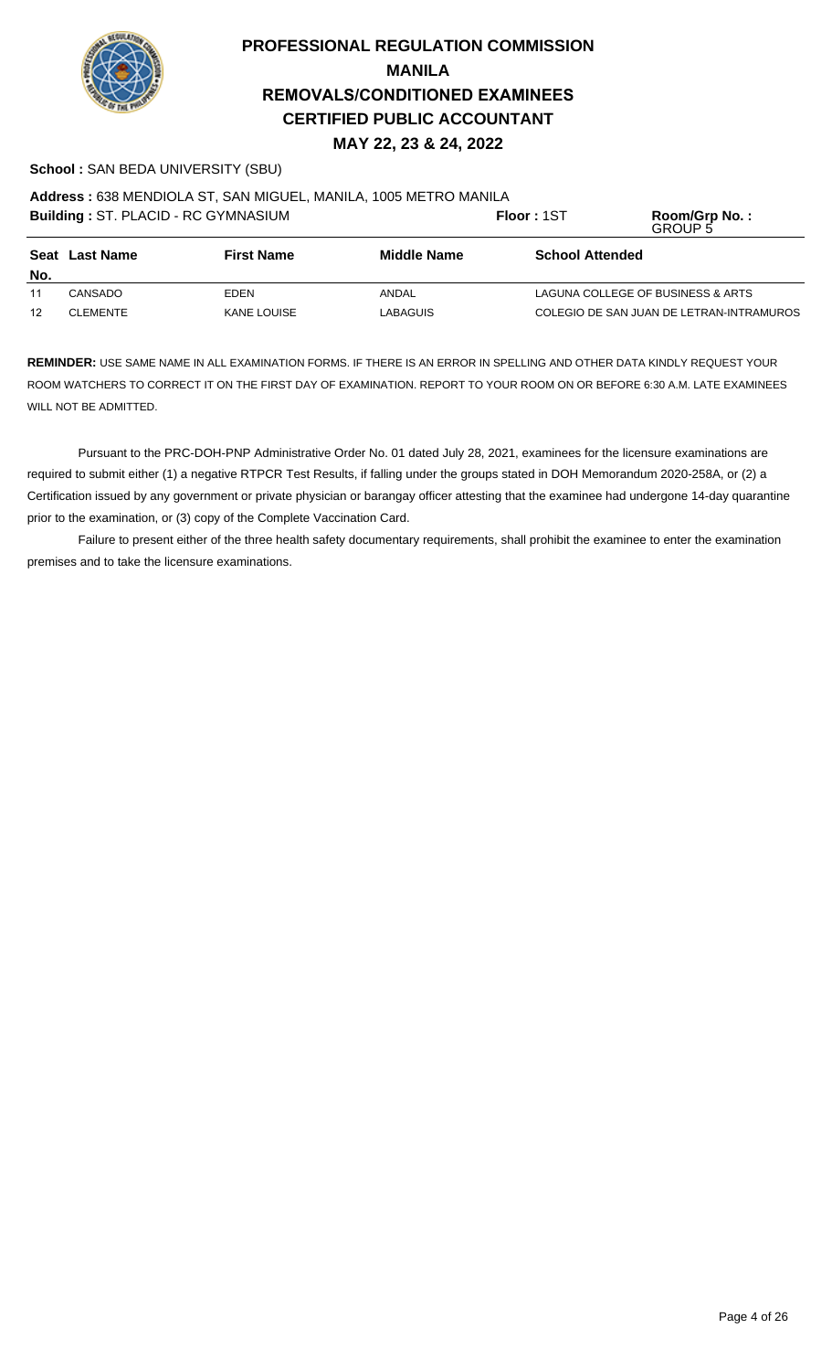# PROFESSIONAL REGULATION COMMISSION
## MANILA
## REMOVALS/CONDITIONED EXAMINEES
## CERTIFIED PUBLIC ACCOUNTANT
## MAY 22, 23 & 24, 2022

**School :** SAN BEDA UNIVERSITY (SBU)

**Address :** 638 MENDIOLA ST, SAN MIGUEL, MANILA, 1005 METRO MANILA

**Building :** ST. PLACID - RC GYMNASIUM | **Floor :** 1ST | **Room/Grp No. :** GROUP 5

| Seat No. | Last Name | First Name | Middle Name | School Attended |
|---|---|---|---|---|
| 11 | CANSADO | EDEN | ANDAL | LAGUNA COLLEGE OF BUSINESS & ARTS |
| 12 | CLEMENTE | KANE LOUISE | LABAGUIS | COLEGIO DE SAN JUAN DE LETRAN-INTRAMUROS |

**REMINDER:** USE SAME NAME IN ALL EXAMINATION FORMS. IF THERE IS AN ERROR IN SPELLING AND OTHER DATA KINDLY REQUEST YOUR ROOM WATCHERS TO CORRECT IT ON THE FIRST DAY OF EXAMINATION. REPORT TO YOUR ROOM ON OR BEFORE 6:30 A.M. LATE EXAMINEES WILL NOT BE ADMITTED.

Pursuant to the PRC-DOH-PNP Administrative Order No. 01 dated July 28, 2021, examinees for the licensure examinations are required to submit either (1) a negative RTPCR Test Results, if falling under the groups stated in DOH Memorandum 2020-258A, or (2) a Certification issued by any government or private physician or barangay officer attesting that the examinee had undergone 14-day quarantine prior to the examination, or (3) copy of the Complete Vaccination Card.

Failure to present either of the three health safety documentary requirements, shall prohibit the examinee to enter the examination premises and to take the licensure examinations.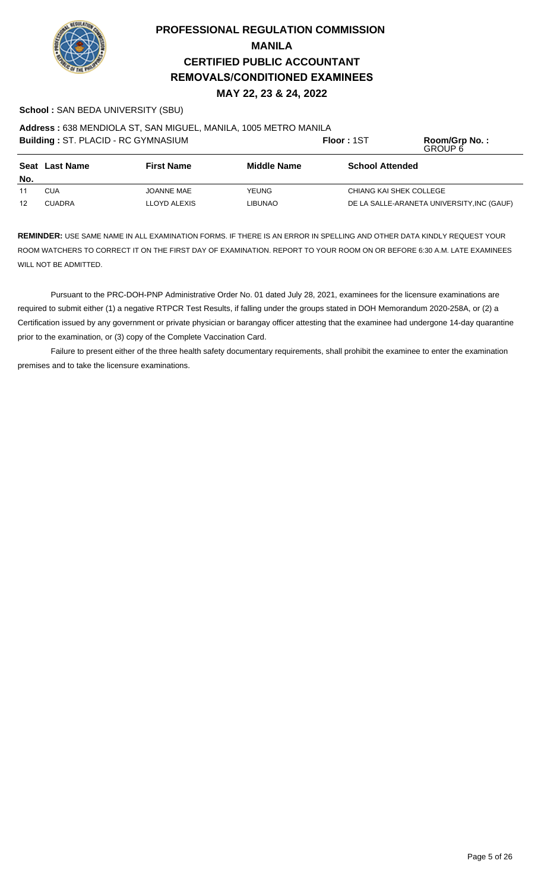# PROFESSIONAL REGULATION COMMISSION
# MANILA
# CERTIFIED PUBLIC ACCOUNTANT
# REMOVALS/CONDITIONED EXAMINEES
## MAY 22, 23 & 24, 2022

**School :** SAN BEDA UNIVERSITY (SBU)

**Address :** 638 MENDIOLA ST, SAN MIGUEL, MANILA, 1005 METRO MANILA

**Building :** ST. PLACID - RC GYMNASIUM **Floor :** 1ST **Room/Grp No. :** GROUP 6

| Seat No. | Last Name | First Name | Middle Name | School Attended |
|---|---|---|---|---|
| 11 | CUA | JOANNE MAE | YEUNG | CHIANG KAI SHEK COLLEGE |
| 12 | CUADRA | LLOYD ALEXIS | LIBUNAO | DE LA SALLE-ARANETA UNIVERSITY,INC (GAUF) |

**REMINDER:** USE SAME NAME IN ALL EXAMINATION FORMS. IF THERE IS AN ERROR IN SPELLING AND OTHER DATA KINDLY REQUEST YOUR ROOM WATCHERS TO CORRECT IT ON THE FIRST DAY OF EXAMINATION. REPORT TO YOUR ROOM ON OR BEFORE 6:30 A.M. LATE EXAMINEES WILL NOT BE ADMITTED.

Pursuant to the PRC-DOH-PNP Administrative Order No. 01 dated July 28, 2021, examinees for the licensure examinations are required to submit either (1) a negative RTPCR Test Results, if falling under the groups stated in DOH Memorandum 2020-258A, or (2) a Certification issued by any government or private physician or barangay officer attesting that the examinee had undergone 14-day quarantine prior to the examination, or (3) copy of the Complete Vaccination Card.

Failure to present either of the three health safety documentary requirements, shall prohibit the examinee to enter the examination premises and to take the licensure examinations.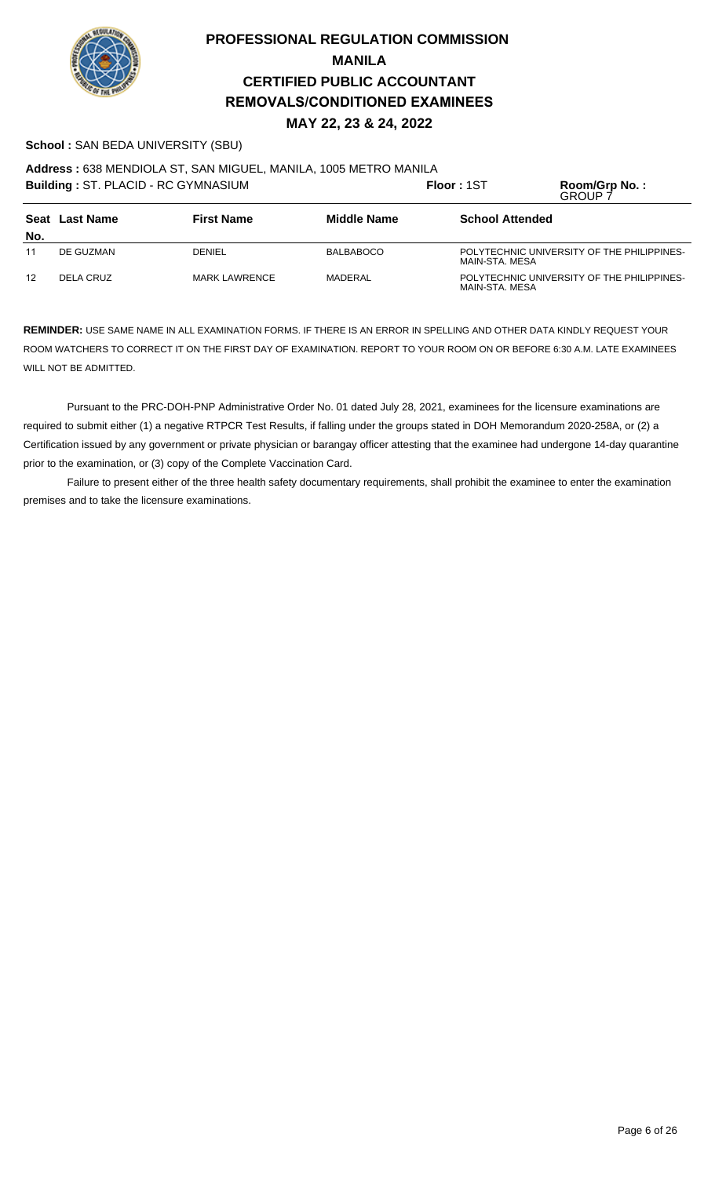# PROFESSIONAL REGULATION COMMISSION
# MANILA
# CERTIFIED PUBLIC ACCOUNTANT
# REMOVALS/CONDITIONED EXAMINEES
## MAY 22, 23 & 24, 2022

**School :** SAN BEDA UNIVERSITY (SBU)

**Address :** 638 MENDIOLA ST, SAN MIGUEL, MANILA, 1005 METRO MANILA

**Building :** ST. PLACID - RC GYMNASIUM **Floor :** 1ST **Room/Grp No. :** GROUP 7

| Seat No. | Last Name | First Name | Middle Name | School Attended |
|---|---|---|---|---|
| 11 | DE GUZMAN | DENIEL | BALBABOCO | POLYTECHNIC UNIVERSITY OF THE PHILIPPINES-MAIN-STA. MESA |
| 12 | DELA CRUZ | MARK LAWRENCE | MADERAL | POLYTECHNIC UNIVERSITY OF THE PHILIPPINES-MAIN-STA. MESA |

**REMINDER:** USE SAME NAME IN ALL EXAMINATION FORMS. IF THERE IS AN ERROR IN SPELLING AND OTHER DATA KINDLY REQUEST YOUR ROOM WATCHERS TO CORRECT IT ON THE FIRST DAY OF EXAMINATION. REPORT TO YOUR ROOM ON OR BEFORE 6:30 A.M. LATE EXAMINEES WILL NOT BE ADMITTED.

Pursuant to the PRC-DOH-PNP Administrative Order No. 01 dated July 28, 2021, examinees for the licensure examinations are required to submit either (1) a negative RTPCR Test Results, if falling under the groups stated in DOH Memorandum 2020-258A, or (2) a Certification issued by any government or private physician or barangay officer attesting that the examinee had undergone 14-day quarantine prior to the examination, or (3) copy of the Complete Vaccination Card.

Failure to present either of the three health safety documentary requirements, shall prohibit the examinee to enter the examination premises and to take the licensure examinations.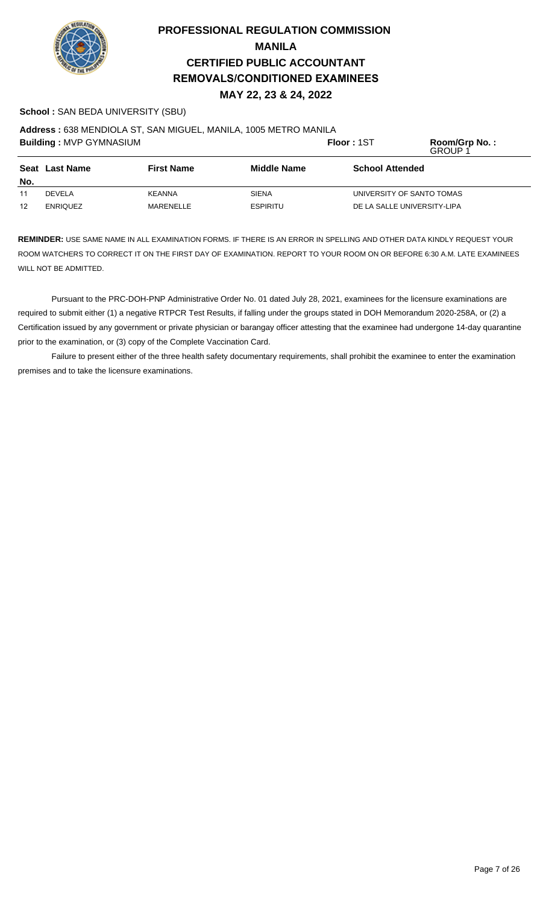# PROFESSIONAL REGULATION COMMISSION
## MANILA
## CERTIFIED PUBLIC ACCOUNTANT
## REMOVALS/CONDITIONED EXAMINEES
### MAY 22, 23 & 24, 2022

**School :** SAN BEDA UNIVERSITY (SBU)

**Address :** 638 MENDIOLA ST, SAN MIGUEL, MANILA, 1005 METRO MANILA

**Building :** MVP GYMNASIUM **Floor :** 1ST **Room/Grp No. :** GROUP 1

| Seat No. | Last Name | First Name | Middle Name | School Attended |
|---|---|---|---|---|
| 11 | DEVELA | KEANNA | SIENA | UNIVERSITY OF SANTO TOMAS |
| 12 | ENRIQUEZ | MARENELLE | ESPIRITU | DE LA SALLE UNIVERSITY-LIPA |

**REMINDER:** USE SAME NAME IN ALL EXAMINATION FORMS. IF THERE IS AN ERROR IN SPELLING AND OTHER DATA KINDLY REQUEST YOUR ROOM WATCHERS TO CORRECT IT ON THE FIRST DAY OF EXAMINATION. REPORT TO YOUR ROOM ON OR BEFORE 6:30 A.M. LATE EXAMINEES WILL NOT BE ADMITTED.

Pursuant to the PRC-DOH-PNP Administrative Order No. 01 dated July 28, 2021, examinees for the licensure examinations are required to submit either (1) a negative RTPCR Test Results, if falling under the groups stated in DOH Memorandum 2020-258A, or (2) a Certification issued by any government or private physician or barangay officer attesting that the examinee had undergone 14-day quarantine prior to the examination, or (3) copy of the Complete Vaccination Card.

Failure to present either of the three health safety documentary requirements, shall prohibit the examinee to enter the examination premises and to take the licensure examinations.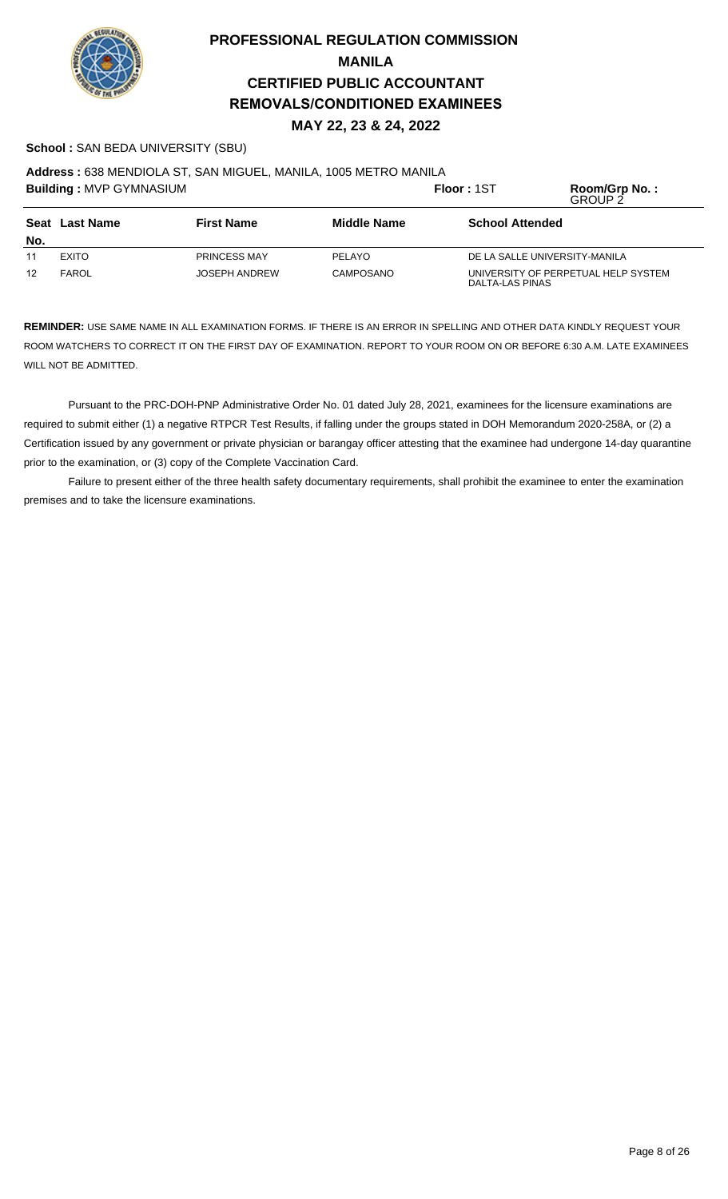# PROFESSIONAL REGULATION COMMISSION
## MANILA
## CERTIFIED PUBLIC ACCOUNTANT
## REMOVALS/CONDITIONED EXAMINEES
### MAY 22, 23 & 24, 2022

**School :** SAN BEDA UNIVERSITY (SBU)

**Address :** 638 MENDIOLA ST, SAN MIGUEL, MANILA, 1005 METRO MANILA

**Building :** MVP GYMNASIUM **Floor :** 1ST **Room/Grp No. :** GROUP 2

| Seat No. | Last Name | First Name | Middle Name | School Attended |
|---|---|---|---|---|
| 11 | EXITO | PRINCESS MAY | PELAYO | DE LA SALLE UNIVERSITY-MANILA |
| 12 | FAROL | JOSEPH ANDREW | CAMPOSANO | UNIVERSITY OF PERPETUAL HELP SYSTEM DALTA-LAS PINAS |

**REMINDER:** USE SAME NAME IN ALL EXAMINATION FORMS. IF THERE IS AN ERROR IN SPELLING AND OTHER DATA KINDLY REQUEST YOUR ROOM WATCHERS TO CORRECT IT ON THE FIRST DAY OF EXAMINATION. REPORT TO YOUR ROOM ON OR BEFORE 6:30 A.M. LATE EXAMINEES WILL NOT BE ADMITTED.

Pursuant to the PRC-DOH-PNP Administrative Order No. 01 dated July 28, 2021, examinees for the licensure examinations are required to submit either (1) a negative RTPCR Test Results, if falling under the groups stated in DOH Memorandum 2020-258A, or (2) a Certification issued by any government or private physician or barangay officer attesting that the examinee had undergone 14-day quarantine prior to the examination, or (3) copy of the Complete Vaccination Card.

Failure to present either of the three health safety documentary requirements, shall prohibit the examinee to enter the examination premises and to take the licensure examinations.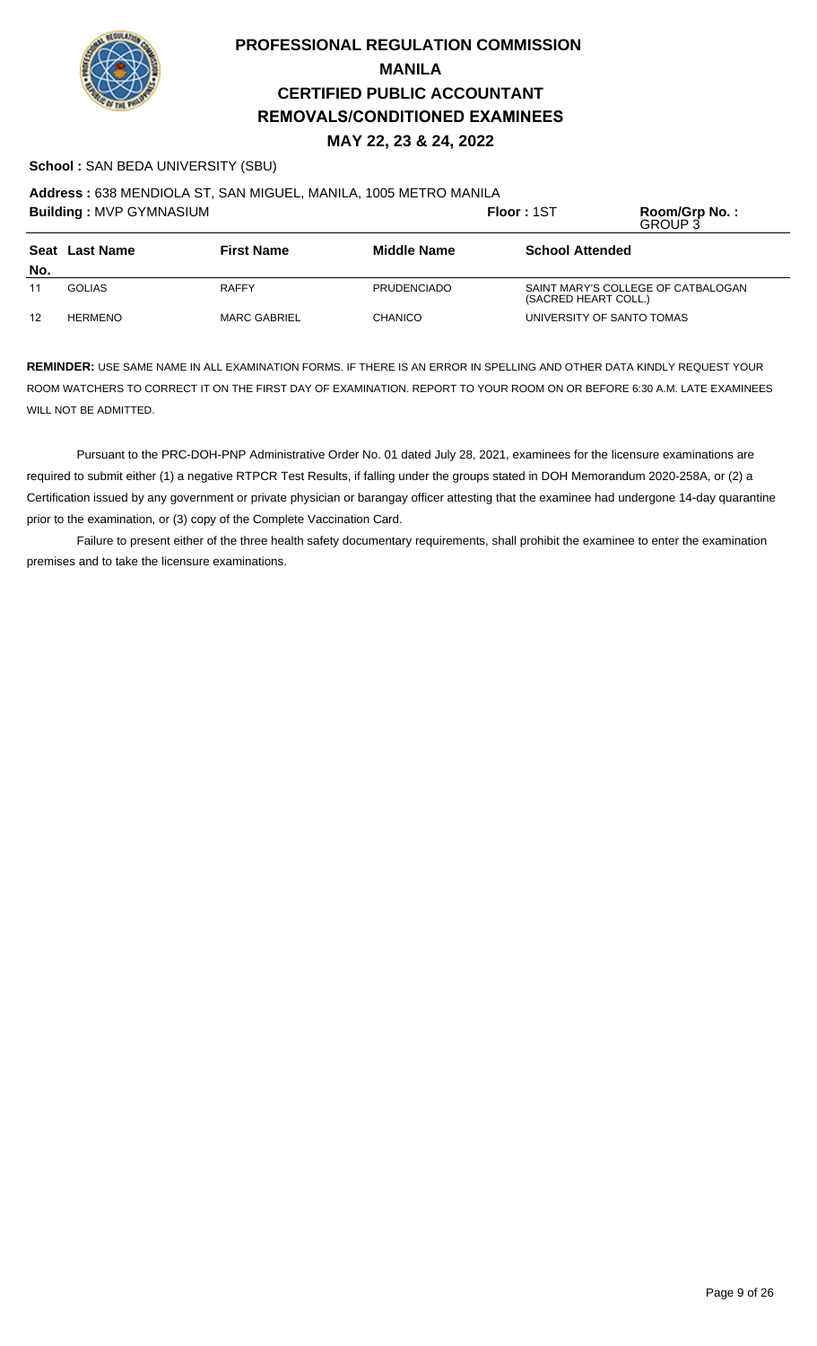# PROFESSIONAL REGULATION COMMISSION
## MANILA
## CERTIFIED PUBLIC ACCOUNTANT
## REMOVALS/CONDITIONED EXAMINEES
### MAY 22, 23 & 24, 2022

**School :** SAN BEDA UNIVERSITY (SBU)

**Address :** 638 MENDIOLA ST, SAN MIGUEL, MANILA, 1005 METRO MANILA

**Building :** MVP GYMNASIUM **Floor :** 1ST **Room/Grp No. :** GROUP 3

| Seat No. | Last Name | First Name | Middle Name | School Attended |
|---|---|---|---|---|
| 11 | GOLIAS | RAFFY | PRUDENCIADO | SAINT MARY'S COLLEGE OF CATBALOGAN (SACRED HEART COLL.) |
| 12 | HERMENO | MARC GABRIEL | CHANICO | UNIVERSITY OF SANTO TOMAS |

**REMINDER:** USE SAME NAME IN ALL EXAMINATION FORMS. IF THERE IS AN ERROR IN SPELLING AND OTHER DATA KINDLY REQUEST YOUR ROOM WATCHERS TO CORRECT IT ON THE FIRST DAY OF EXAMINATION. REPORT TO YOUR ROOM ON OR BEFORE 6:30 A.M. LATE EXAMINEES WILL NOT BE ADMITTED.

Pursuant to the PRC-DOH-PNP Administrative Order No. 01 dated July 28, 2021, examinees for the licensure examinations are required to submit either (1) a negative RTPCR Test Results, if falling under the groups stated in DOH Memorandum 2020-258A, or (2) a Certification issued by any government or private physician or barangay officer attesting that the examinee had undergone 14-day quarantine prior to the examination, or (3) copy of the Complete Vaccination Card.

Failure to present either of the three health safety documentary requirements, shall prohibit the examinee to enter the examination premises and to take the licensure examinations.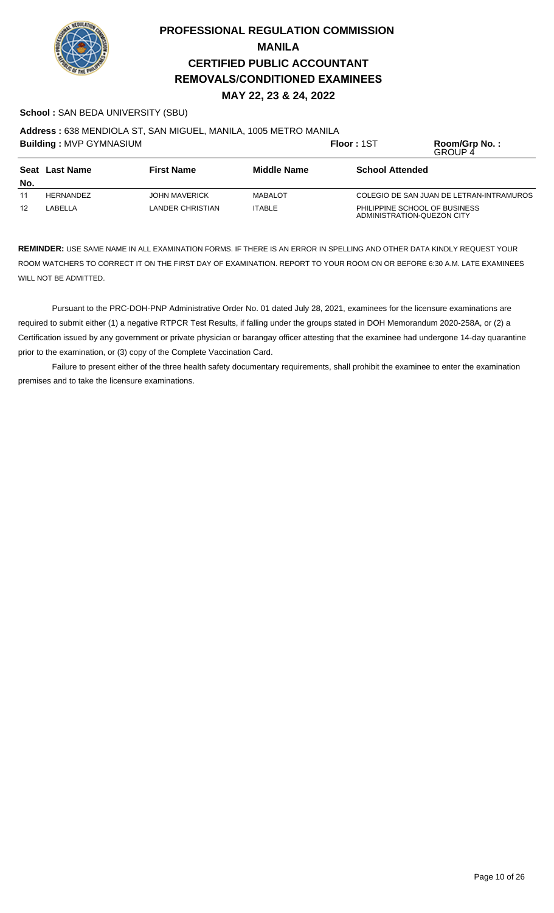# PROFESSIONAL REGULATION COMMISSION
## MANILA
## CERTIFIED PUBLIC ACCOUNTANT
## REMOVALS/CONDITIONED EXAMINEES
### MAY 22, 23 & 24, 2022

**School :** SAN BEDA UNIVERSITY (SBU)

**Address :** 638 MENDIOLA ST, SAN MIGUEL, MANILA, 1005 METRO MANILA

**Building :** MVP GYMNASIUM **Floor :** 1ST **Room/Grp No. :** GROUP 4

| Seat No. | Last Name | First Name | Middle Name | School Attended |
|---|---|---|---|---|
| 11 | HERNANDEZ | JOHN MAVERICK | MABALOT | COLEGIO DE SAN JUAN DE LETRAN-INTRAMUROS |
| 12 | LABELLA | LANDER CHRISTIAN | ITABLE | PHILIPPINE SCHOOL OF BUSINESS ADMINISTRATION-QUEZON CITY |

**REMINDER:** USE SAME NAME IN ALL EXAMINATION FORMS. IF THERE IS AN ERROR IN SPELLING AND OTHER DATA KINDLY REQUEST YOUR ROOM WATCHERS TO CORRECT IT ON THE FIRST DAY OF EXAMINATION. REPORT TO YOUR ROOM ON OR BEFORE 6:30 A.M. LATE EXAMINEES WILL NOT BE ADMITTED.

Pursuant to the PRC-DOH-PNP Administrative Order No. 01 dated July 28, 2021, examinees for the licensure examinations are required to submit either (1) a negative RTPCR Test Results, if falling under the groups stated in DOH Memorandum 2020-258A, or (2) a Certification issued by any government or private physician or barangay officer attesting that the examinee had undergone 14-day quarantine prior to the examination, or (3) copy of the Complete Vaccination Card.

Failure to present either of the three health safety documentary requirements, shall prohibit the examinee to enter the examination premises and to take the licensure examinations.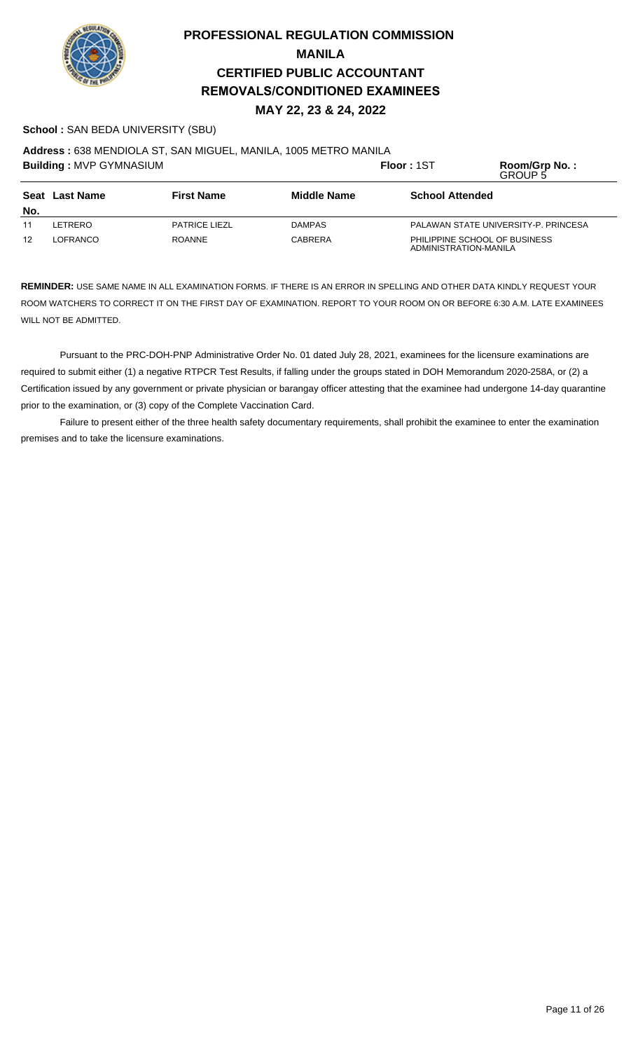# PROFESSIONAL REGULATION COMMISSION
## MANILA
## CERTIFIED PUBLIC ACCOUNTANT
## REMOVALS/CONDITIONED EXAMINEES
### MAY 22, 23 & 24, 2022

**School :** SAN BEDA UNIVERSITY (SBU)

**Address :** 638 MENDIOLA ST, SAN MIGUEL, MANILA, 1005 METRO MANILA

**Building :** MVP GYMNASIUM **Floor :** 1ST **Room/Grp No. :** GROUP 5

| Seat No. | Last Name | First Name | Middle Name | School Attended |
|---|---|---|---|---|
| 11 | LETRERO | PATRICE LIEZL | DAMPAS | PALAWAN STATE UNIVERSITY-P. PRINCESA |
| 12 | LOFRANCO | ROANNE | CABRERA | PHILIPPINE SCHOOL OF BUSINESS ADMINISTRATION-MANILA |

**REMINDER:** USE SAME NAME IN ALL EXAMINATION FORMS. IF THERE IS AN ERROR IN SPELLING AND OTHER DATA KINDLY REQUEST YOUR ROOM WATCHERS TO CORRECT IT ON THE FIRST DAY OF EXAMINATION. REPORT TO YOUR ROOM ON OR BEFORE 6:30 A.M. LATE EXAMINEES WILL NOT BE ADMITTED.

Pursuant to the PRC-DOH-PNP Administrative Order No. 01 dated July 28, 2021, examinees for the licensure examinations are required to submit either (1) a negative RTPCR Test Results, if falling under the groups stated in DOH Memorandum 2020-258A, or (2) a Certification issued by any government or private physician or barangay officer attesting that the examinee had undergone 14-day quarantine prior to the examination, or (3) copy of the Complete Vaccination Card.

Failure to present either of the three health safety documentary requirements, shall prohibit the examinee to enter the examination premises and to take the licensure examinations.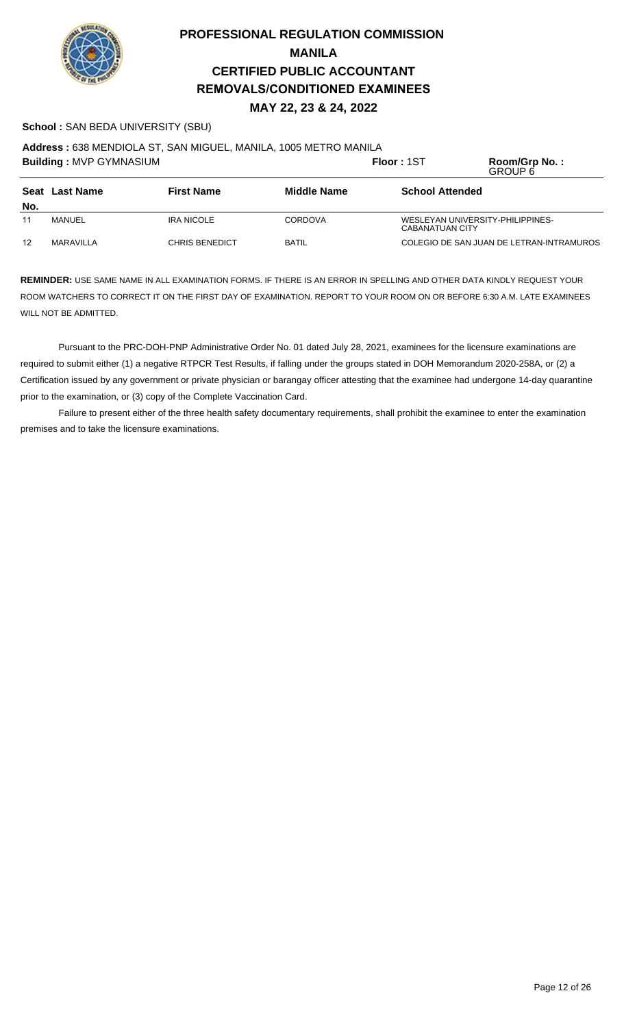# PROFESSIONAL REGULATION COMMISSION
# MANILA
# CERTIFIED PUBLIC ACCOUNTANT
# REMOVALS/CONDITIONED EXAMINEES
## MAY 22, 23 & 24, 2022

**School :** SAN BEDA UNIVERSITY (SBU)

**Address :** 638 MENDIOLA ST, SAN MIGUEL, MANILA, 1005 METRO MANILA

**Building :** MVP GYMNASIUM **Floor :** 1ST **Room/Grp No. :** GROUP 6

| Seat No. | Last Name | First Name | Middle Name | School Attended |
|---|---|---|---|---|
| 11 | MANUEL | IRA NICOLE | CORDOVA | WESLEYAN UNIVERSITY-PHILIPPINES-CABANATUAN CITY |
| 12 | MARAVILLA | CHRIS BENEDICT | BATIL | COLEGIO DE SAN JUAN DE LETRAN-INTRAMUROS |

**REMINDER:** USE SAME NAME IN ALL EXAMINATION FORMS. IF THERE IS AN ERROR IN SPELLING AND OTHER DATA KINDLY REQUEST YOUR ROOM WATCHERS TO CORRECT IT ON THE FIRST DAY OF EXAMINATION. REPORT TO YOUR ROOM ON OR BEFORE 6:30 A.M. LATE EXAMINEES WILL NOT BE ADMITTED.

Pursuant to the PRC-DOH-PNP Administrative Order No. 01 dated July 28, 2021, examinees for the licensure examinations are required to submit either (1) a negative RTPCR Test Results, if falling under the groups stated in DOH Memorandum 2020-258A, or (2) a Certification issued by any government or private physician or barangay officer attesting that the examinee had undergone 14-day quarantine prior to the examination, or (3) copy of the Complete Vaccination Card.

Failure to present either of the three health safety documentary requirements, shall prohibit the examinee to enter the examination premises and to take the licensure examinations.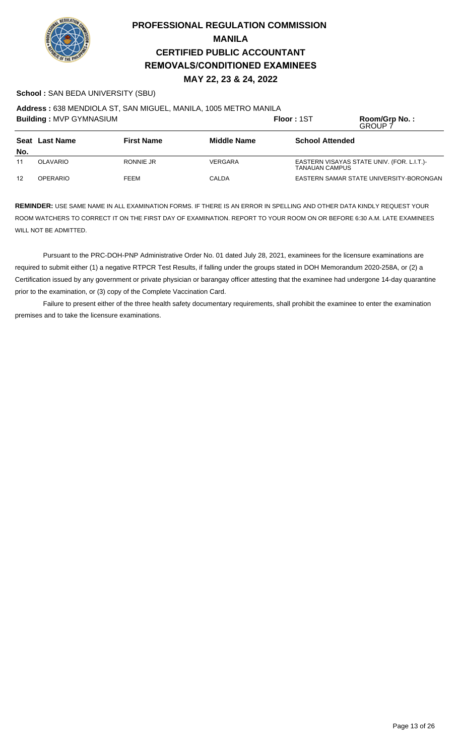# PROFESSIONAL REGULATION COMMISSION
## MANILA
## CERTIFIED PUBLIC ACCOUNTANT
## REMOVALS/CONDITIONED EXAMINEES
### MAY 22, 23 & 24, 2022

**School :** SAN BEDA UNIVERSITY (SBU)

**Address :** 638 MENDIOLA ST, SAN MIGUEL, MANILA, 1005 METRO MANILA

**Building :** MVP GYMNASIUM **Floor :** 1ST **Room/Grp No. :** GROUP 7

| Seat No. | Last Name | First Name | Middle Name | School Attended |
|---|---|---|---|---|
| 11 | OLAVARIO | RONNIE JR | VERGARA | EASTERN VISAYAS STATE UNIV. (FOR. L.I.T.)-TANAUAN CAMPUS |
| 12 | OPERARIO | FEEM | CALDA | EASTERN SAMAR STATE UNIVERSITY-BORONGAN |

**REMINDER:** USE SAME NAME IN ALL EXAMINATION FORMS. IF THERE IS AN ERROR IN SPELLING AND OTHER DATA KINDLY REQUEST YOUR ROOM WATCHERS TO CORRECT IT ON THE FIRST DAY OF EXAMINATION. REPORT TO YOUR ROOM ON OR BEFORE 6:30 A.M. LATE EXAMINEES WILL NOT BE ADMITTED.

Pursuant to the PRC-DOH-PNP Administrative Order No. 01 dated July 28, 2021, examinees for the licensure examinations are required to submit either (1) a negative RTPCR Test Results, if falling under the groups stated in DOH Memorandum 2020-258A, or (2) a Certification issued by any government or private physician or barangay officer attesting that the examinee had undergone 14-day quarantine prior to the examination, or (3) copy of the Complete Vaccination Card.

Failure to present either of the three health safety documentary requirements, shall prohibit the examinee to enter the examination premises and to take the licensure examinations.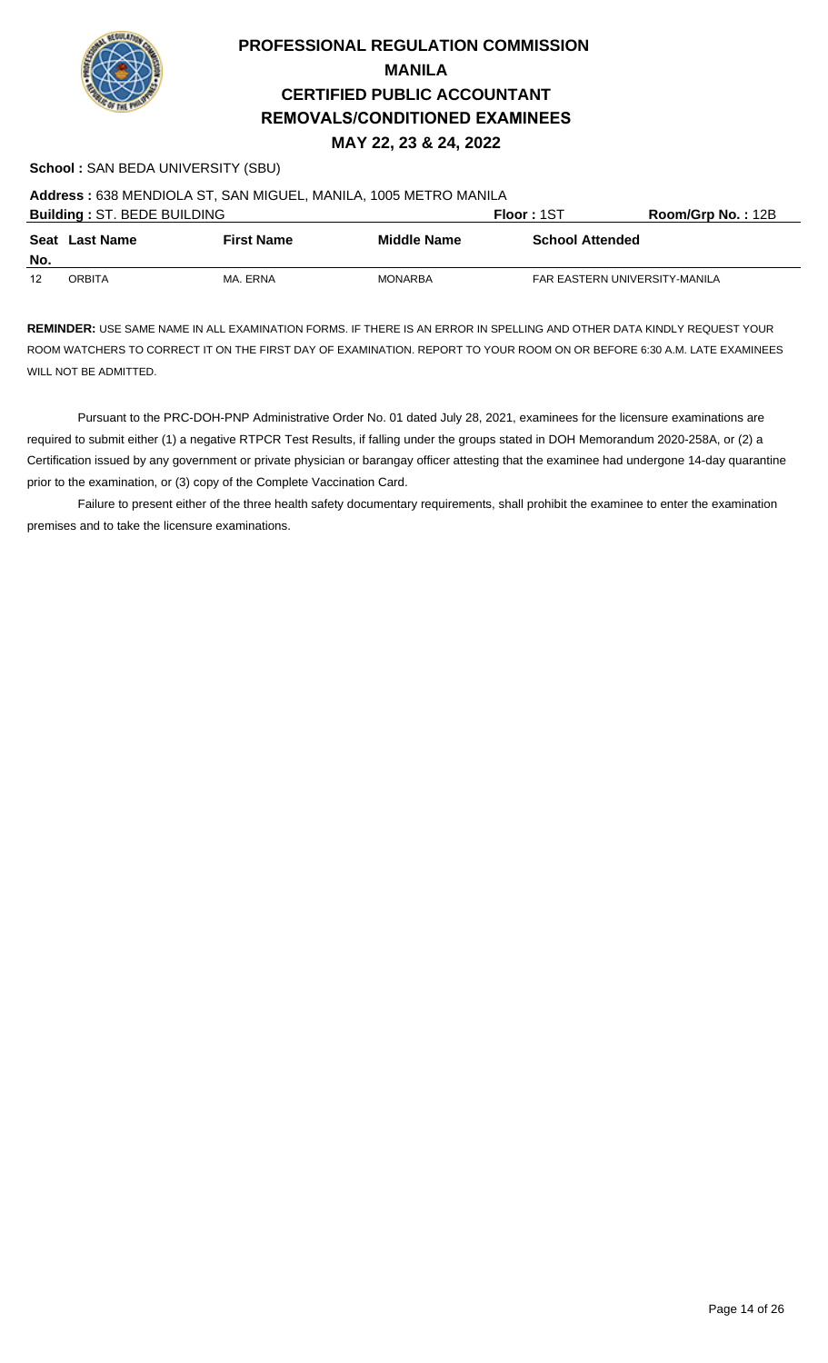# PROFESSIONAL REGULATION COMMISSION
## MANILA
## CERTIFIED PUBLIC ACCOUNTANT
## REMOVALS/CONDITIONED EXAMINEES
## MAY 22, 23 & 24, 2022

**School :** SAN BEDA UNIVERSITY (SBU)

**Address :** 638 MENDIOLA ST, SAN MIGUEL, MANILA, 1005 METRO MANILA

**Building :** ST. BEDE BUILDING **Floor :** 1ST **Room/Grp No. :** 12B

| Seat No. | Last Name | First Name | Middle Name | School Attended |
|---|---|---|---|---|
| 12 | ORBITA | MA. ERNA | MONARBA | FAR EASTERN UNIVERSITY-MANILA |

**REMINDER:** USE SAME NAME IN ALL EXAMINATION FORMS. IF THERE IS AN ERROR IN SPELLING AND OTHER DATA KINDLY REQUEST YOUR ROOM WATCHERS TO CORRECT IT ON THE FIRST DAY OF EXAMINATION. REPORT TO YOUR ROOM ON OR BEFORE 6:30 A.M. LATE EXAMINEES WILL NOT BE ADMITTED.

Pursuant to the PRC-DOH-PNP Administrative Order No. 01 dated July 28, 2021, examinees for the licensure examinations are required to submit either (1) a negative RTPCR Test Results, if falling under the groups stated in DOH Memorandum 2020-258A, or (2) a Certification issued by any government or private physician or barangay officer attesting that the examinee had undergone 14-day quarantine prior to the examination, or (3) copy of the Complete Vaccination Card.

Failure to present either of the three health safety documentary requirements, shall prohibit the examinee to enter the examination premises and to take the licensure examinations.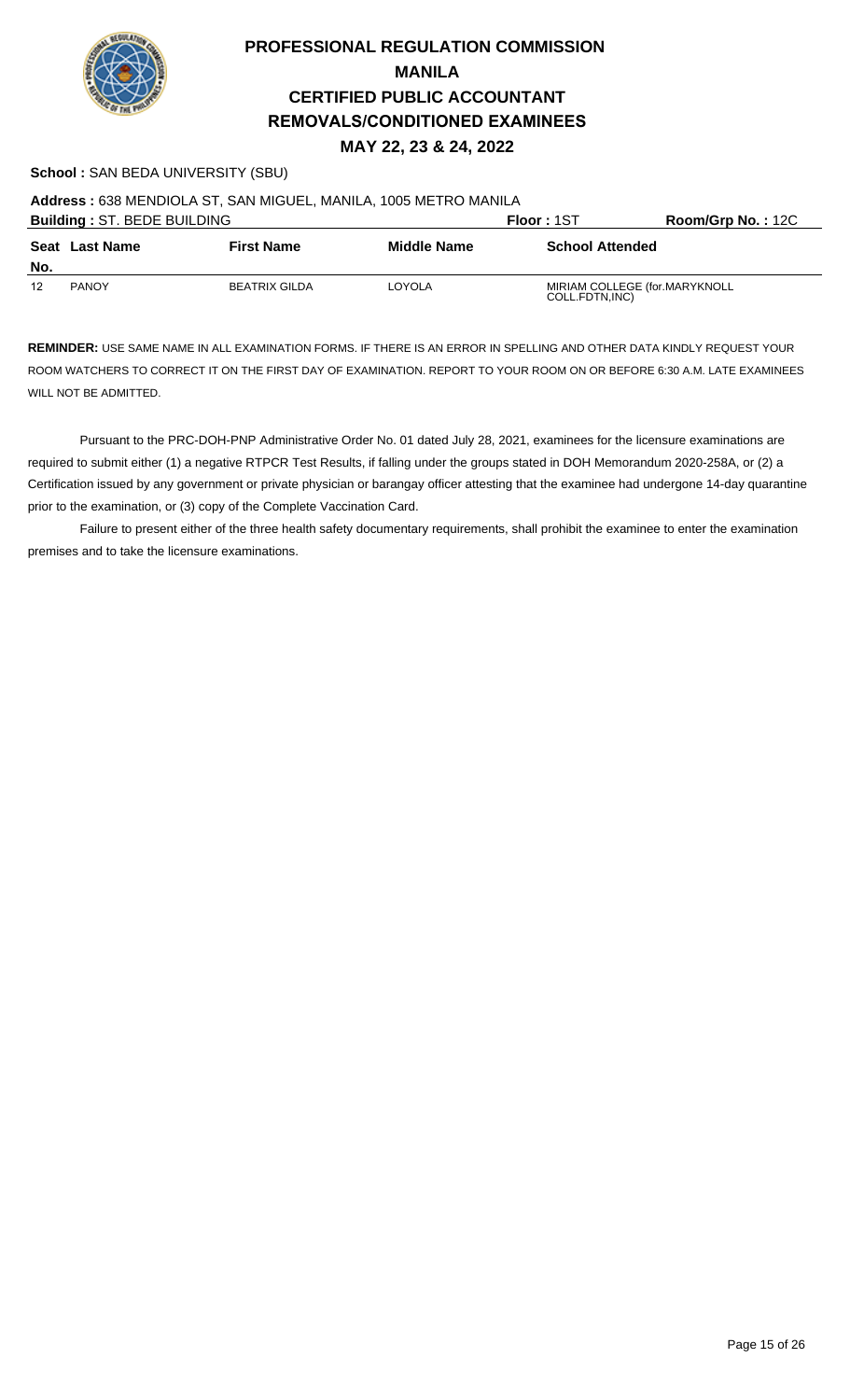# PROFESSIONAL REGULATION COMMISSION
## MANILA
## CERTIFIED PUBLIC ACCOUNTANT
## REMOVALS/CONDITIONED EXAMINEES
### MAY 22, 23 & 24, 2022

**School :** SAN BEDA UNIVERSITY (SBU)

**Address :** 638 MENDIOLA ST, SAN MIGUEL, MANILA, 1005 METRO MANILA

**Building :** ST. BEDE BUILDING | **Floor :** 1ST | **Room/Grp No. :** 12C

| Seat No. | Last Name | First Name | Middle Name | School Attended |
|---|---|---|---|---|
| 12 | PANOY | BEATRIX GILDA | LOYOLA | MIRIAM COLLEGE (for.MARYKNOLL COLL.FDTN,INC) |

**REMINDER:** USE SAME NAME IN ALL EXAMINATION FORMS. IF THERE IS AN ERROR IN SPELLING AND OTHER DATA KINDLY REQUEST YOUR ROOM WATCHERS TO CORRECT IT ON THE FIRST DAY OF EXAMINATION. REPORT TO YOUR ROOM ON OR BEFORE 6:30 A.M. LATE EXAMINEES WILL NOT BE ADMITTED.

Pursuant to the PRC-DOH-PNP Administrative Order No. 01 dated July 28, 2021, examinees for the licensure examinations are required to submit either (1) a negative RTPCR Test Results, if falling under the groups stated in DOH Memorandum 2020-258A, or (2) a Certification issued by any government or private physician or barangay officer attesting that the examinee had undergone 14-day quarantine prior to the examination, or (3) copy of the Complete Vaccination Card.

Failure to present either of the three health safety documentary requirements, shall prohibit the examinee to enter the examination premises and to take the licensure examinations.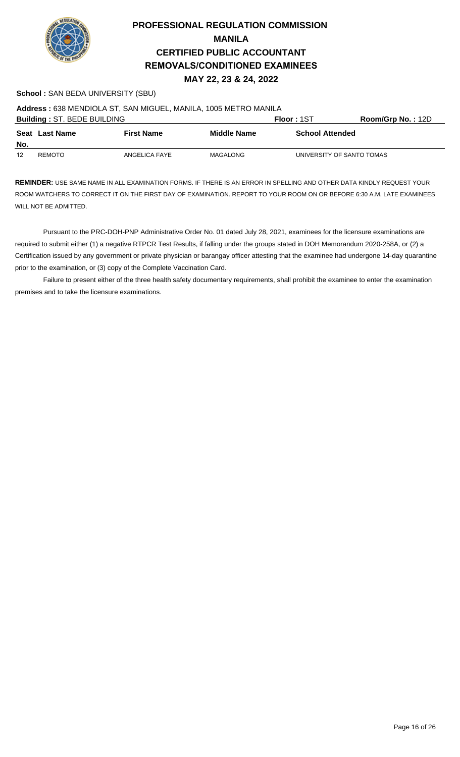# PROFESSIONAL REGULATION COMMISSION
## MANILA
## CERTIFIED PUBLIC ACCOUNTANT
## REMOVALS/CONDITIONED EXAMINEES
### MAY 22, 23 & 24, 2022

**School :** SAN BEDA UNIVERSITY (SBU)

**Address :** 638 MENDIOLA ST, SAN MIGUEL, MANILA, 1005 METRO MANILA

**Building :** ST. BEDE BUILDING **Floor :** 1ST **Room/Grp No. :** 12D

| Seat No. | Last Name | First Name | Middle Name | School Attended |
|---|---|---|---|---|
| 12 | REMOTO | ANGELICA FAYE | MAGALONG | UNIVERSITY OF SANTO TOMAS |

**REMINDER:** USE SAME NAME IN ALL EXAMINATION FORMS. IF THERE IS AN ERROR IN SPELLING AND OTHER DATA KINDLY REQUEST YOUR ROOM WATCHERS TO CORRECT IT ON THE FIRST DAY OF EXAMINATION. REPORT TO YOUR ROOM ON OR BEFORE 6:30 A.M. LATE EXAMINEES WILL NOT BE ADMITTED.

Pursuant to the PRC-DOH-PNP Administrative Order No. 01 dated July 28, 2021, examinees for the licensure examinations are required to submit either (1) a negative RTPCR Test Results, if falling under the groups stated in DOH Memorandum 2020-258A, or (2) a Certification issued by any government or private physician or barangay officer attesting that the examinee had undergone 14-day quarantine prior to the examination, or (3) copy of the Complete Vaccination Card.

Failure to present either of the three health safety documentary requirements, shall prohibit the examinee to enter the examination premises and to take the licensure examinations.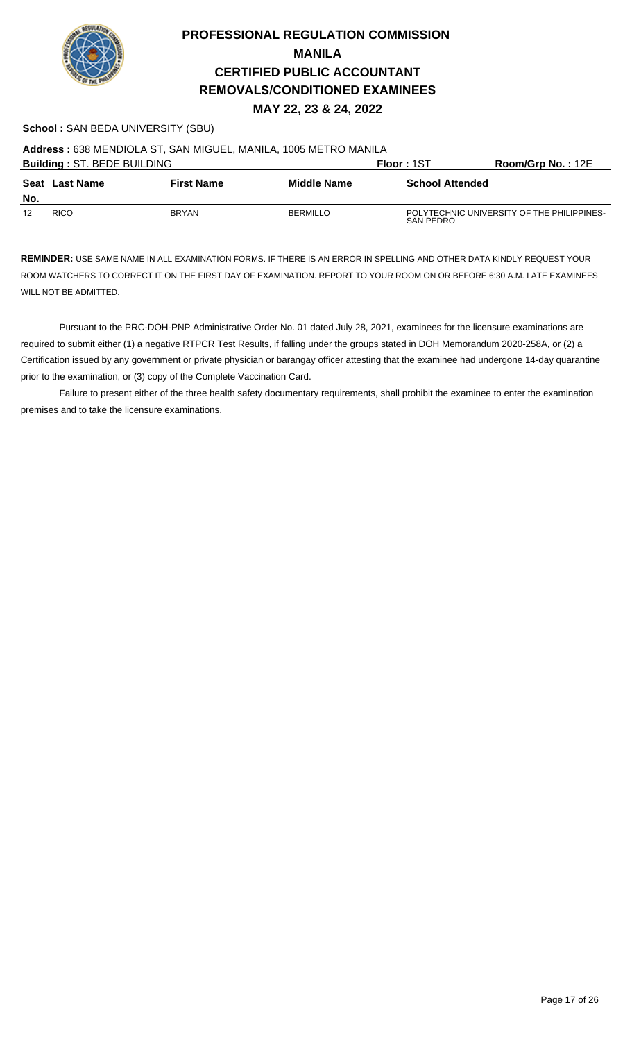# PROFESSIONAL REGULATION COMMISSION
## MANILA
## CERTIFIED PUBLIC ACCOUNTANT
## REMOVALS/CONDITIONED EXAMINEES
### MAY 22, 23 & 24, 2022

**School :** SAN BEDA UNIVERSITY (SBU)

**Address :** 638 MENDIOLA ST, SAN MIGUEL, MANILA, 1005 METRO MANILA

**Building :** ST. BEDE BUILDING **Floor :** 1ST **Room/Grp No. :** 12E

| Seat No. | Last Name | First Name | Middle Name | School Attended |
|---|---|---|---|---|
| 12 | RICO | BRYAN | BERMILLO | POLYTECHNIC UNIVERSITY OF THE PHILIPPINES-SAN PEDRO |

**REMINDER:** USE SAME NAME IN ALL EXAMINATION FORMS. IF THERE IS AN ERROR IN SPELLING AND OTHER DATA KINDLY REQUEST YOUR ROOM WATCHERS TO CORRECT IT ON THE FIRST DAY OF EXAMINATION. REPORT TO YOUR ROOM ON OR BEFORE 6:30 A.M. LATE EXAMINEES WILL NOT BE ADMITTED.

Pursuant to the PRC-DOH-PNP Administrative Order No. 01 dated July 28, 2021, examinees for the licensure examinations are required to submit either (1) a negative RTPCR Test Results, if falling under the groups stated in DOH Memorandum 2020-258A, or (2) a Certification issued by any government or private physician or barangay officer attesting that the examinee had undergone 14-day quarantine prior to the examination, or (3) copy of the Complete Vaccination Card.

Failure to present either of the three health safety documentary requirements, shall prohibit the examinee to enter the examination premises and to take the licensure examinations.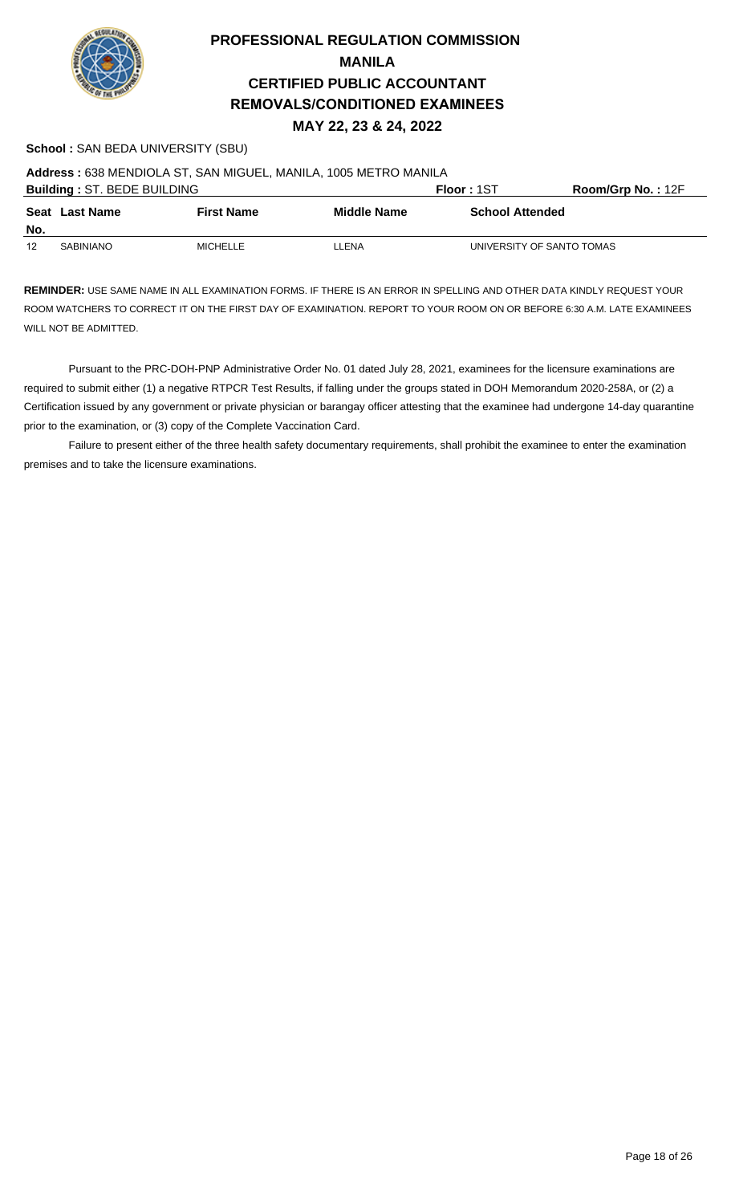# PROFESSIONAL REGULATION COMMISSION
## MANILA
## CERTIFIED PUBLIC ACCOUNTANT
## REMOVALS/CONDITIONED EXAMINEES
### MAY 22, 23 & 24, 2022

**School :** SAN BEDA UNIVERSITY (SBU)

**Address :** 638 MENDIOLA ST, SAN MIGUEL, MANILA, 1005 METRO MANILA

**Building :** ST. BEDE BUILDING **Floor :** 1ST **Room/Grp No. :** 12F

| Seat No. | Last Name | First Name | Middle Name | School Attended |
|---|---|---|---|---|
| 12 | SABINIANO | MICHELLE | LLENA | UNIVERSITY OF SANTO TOMAS |

**REMINDER:** USE SAME NAME IN ALL EXAMINATION FORMS. IF THERE IS AN ERROR IN SPELLING AND OTHER DATA KINDLY REQUEST YOUR ROOM WATCHERS TO CORRECT IT ON THE FIRST DAY OF EXAMINATION. REPORT TO YOUR ROOM ON OR BEFORE 6:30 A.M. LATE EXAMINEES WILL NOT BE ADMITTED.

Pursuant to the PRC-DOH-PNP Administrative Order No. 01 dated July 28, 2021, examinees for the licensure examinations are required to submit either (1) a negative RTPCR Test Results, if falling under the groups stated in DOH Memorandum 2020-258A, or (2) a Certification issued by any government or private physician or barangay officer attesting that the examinee had undergone 14-day quarantine prior to the examination, or (3) copy of the Complete Vaccination Card.

Failure to present either of the three health safety documentary requirements, shall prohibit the examinee to enter the examination premises and to take the licensure examinations.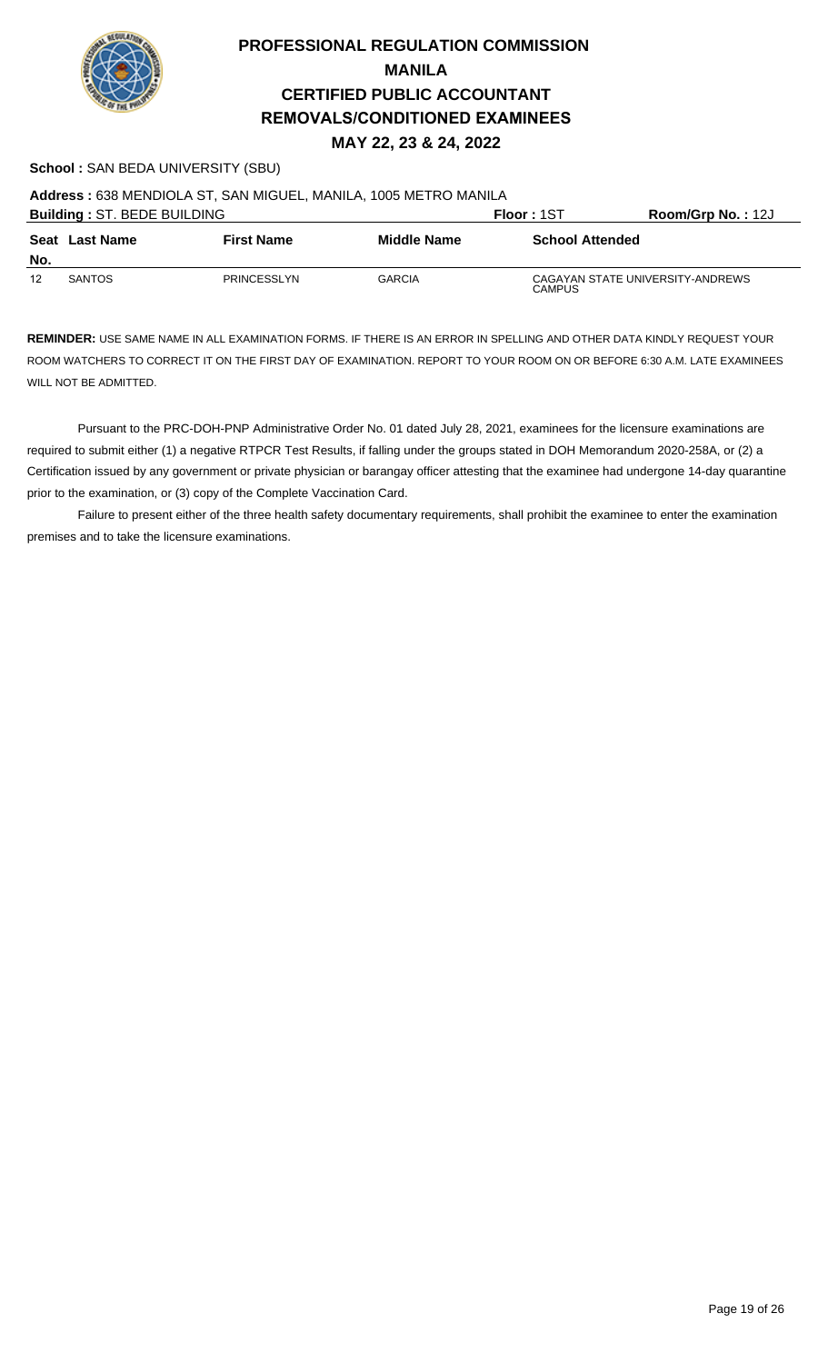# PROFESSIONAL REGULATION COMMISSION
## MANILA
## CERTIFIED PUBLIC ACCOUNTANT
## REMOVALS/CONDITIONED EXAMINEES
### MAY 22, 23 & 24, 2022

**School :** SAN BEDA UNIVERSITY (SBU)

**Address :** 638 MENDIOLA ST, SAN MIGUEL, MANILA, 1005 METRO MANILA

**Building :** ST. BEDE BUILDING **Floor :** 1ST **Room/Grp No. :** 12J

| Seat No. | Last Name | First Name | Middle Name | School Attended |
|---|---|---|---|---|
| 12 | SANTOS | PRINCESSLYN | GARCIA | CAGAYAN STATE UNIVERSITY-ANDREWS CAMPUS |

**REMINDER:** USE SAME NAME IN ALL EXAMINATION FORMS. IF THERE IS AN ERROR IN SPELLING AND OTHER DATA KINDLY REQUEST YOUR ROOM WATCHERS TO CORRECT IT ON THE FIRST DAY OF EXAMINATION. REPORT TO YOUR ROOM ON OR BEFORE 6:30 A.M. LATE EXAMINEES WILL NOT BE ADMITTED.

Pursuant to the PRC-DOH-PNP Administrative Order No. 01 dated July 28, 2021, examinees for the licensure examinations are required to submit either (1) a negative RTPCR Test Results, if falling under the groups stated in DOH Memorandum 2020-258A, or (2) a Certification issued by any government or private physician or barangay officer attesting that the examinee had undergone 14-day quarantine prior to the examination, or (3) copy of the Complete Vaccination Card.

Failure to present either of the three health safety documentary requirements, shall prohibit the examinee to enter the examination premises and to take the licensure examinations.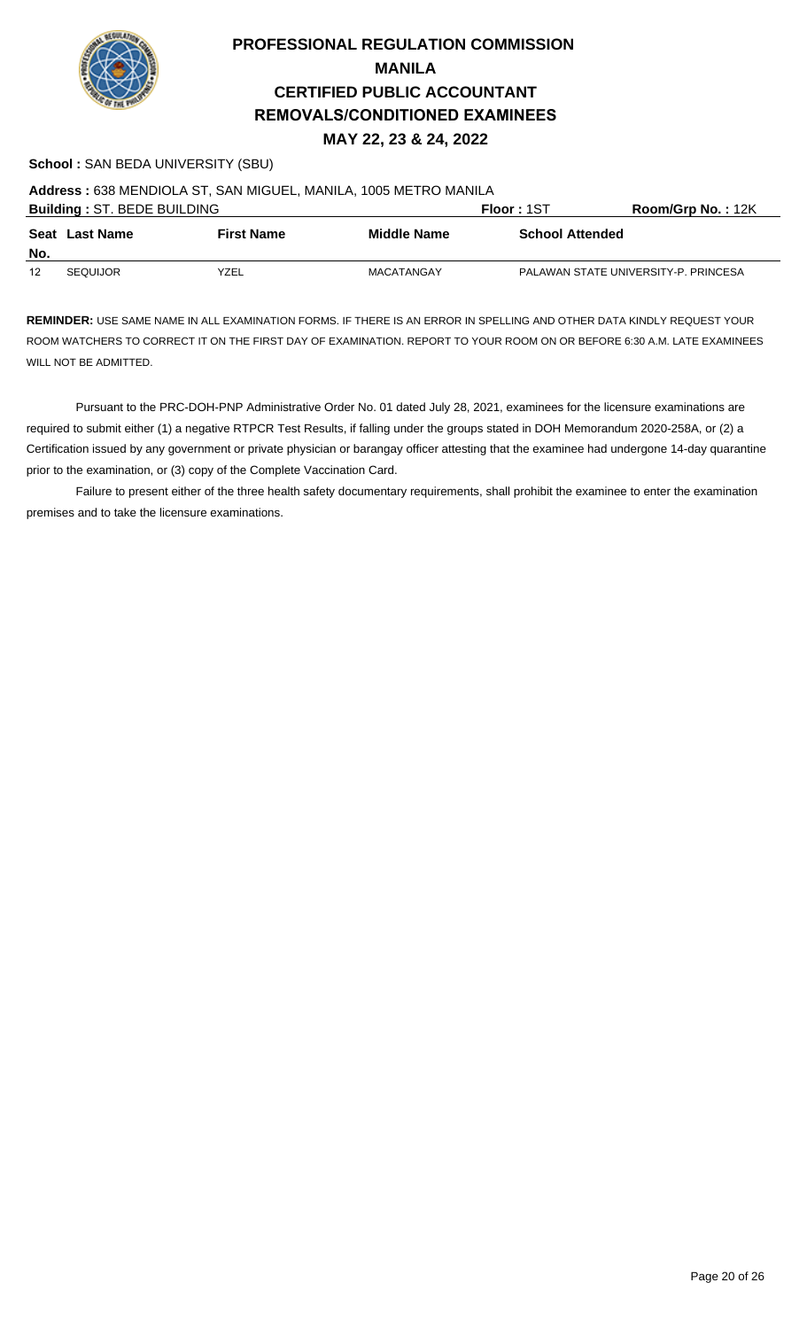# PROFESSIONAL REGULATION COMMISSION
## MANILA
## CERTIFIED PUBLIC ACCOUNTANT
## REMOVALS/CONDITIONED EXAMINEES
### MAY 22, 23 & 24, 2022

**School :** SAN BEDA UNIVERSITY (SBU)

**Address :** 638 MENDIOLA ST, SAN MIGUEL, MANILA, 1005 METRO MANILA

**Building :** ST. BEDE BUILDING **Floor :** 1ST **Room/Grp No. :** 12K

| Seat No. | Last Name | First Name | Middle Name | School Attended |
|---|---|---|---|---|
| 12 | SEQUIJOR | YZEL | MACATANGAY | PALAWAN STATE UNIVERSITY-P. PRINCESA |

**REMINDER:** USE SAME NAME IN ALL EXAMINATION FORMS. IF THERE IS AN ERROR IN SPELLING AND OTHER DATA KINDLY REQUEST YOUR ROOM WATCHERS TO CORRECT IT ON THE FIRST DAY OF EXAMINATION. REPORT TO YOUR ROOM ON OR BEFORE 6:30 A.M. LATE EXAMINEES WILL NOT BE ADMITTED.

Pursuant to the PRC-DOH-PNP Administrative Order No. 01 dated July 28, 2021, examinees for the licensure examinations are required to submit either (1) a negative RTPCR Test Results, if falling under the groups stated in DOH Memorandum 2020-258A, or (2) a Certification issued by any government or private physician or barangay officer attesting that the examinee had undergone 14-day quarantine prior to the examination, or (3) copy of the Complete Vaccination Card.

Failure to present either of the three health safety documentary requirements, shall prohibit the examinee to enter the examination premises and to take the licensure examinations.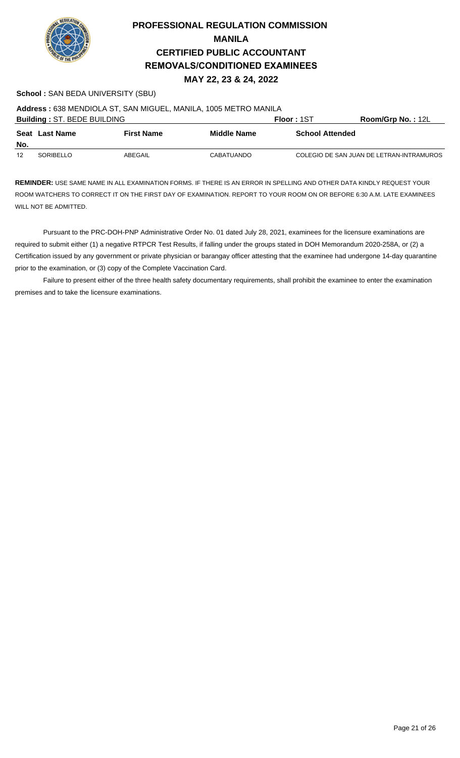# PROFESSIONAL REGULATION COMMISSION

## MANILA

## CERTIFIED PUBLIC ACCOUNTANT

## REMOVALS/CONDITIONED EXAMINEES

### MAY 22, 23 & 24, 2022

**School :** SAN BEDA UNIVERSITY (SBU)

**Address :** 638 MENDIOLA ST, SAN MIGUEL, MANILA, 1005 METRO MANILA

**Building :** ST. BEDE BUILDING **Floor :** 1ST **Room/Grp No. :** 12L

| Seat No. | Last Name | First Name | Middle Name | School Attended |
|---|---|---|---|---|
| 12 | SORIBELLO | ABEGAIL | CABATUANDO | COLEGIO DE SAN JUAN DE LETRAN-INTRAMUROS |

**REMINDER:** USE SAME NAME IN ALL EXAMINATION FORMS. IF THERE IS AN ERROR IN SPELLING AND OTHER DATA KINDLY REQUEST YOUR ROOM WATCHERS TO CORRECT IT ON THE FIRST DAY OF EXAMINATION. REPORT TO YOUR ROOM ON OR BEFORE 6:30 A.M. LATE EXAMINEES WILL NOT BE ADMITTED.

Pursuant to the PRC-DOH-PNP Administrative Order No. 01 dated July 28, 2021, examinees for the licensure examinations are required to submit either (1) a negative RTPCR Test Results, if falling under the groups stated in DOH Memorandum 2020-258A, or (2) a Certification issued by any government or private physician or barangay officer attesting that the examinee had undergone 14-day quarantine prior to the examination, or (3) copy of the Complete Vaccination Card.

Failure to present either of the three health safety documentary requirements, shall prohibit the examinee to enter the examination premises and to take the licensure examinations.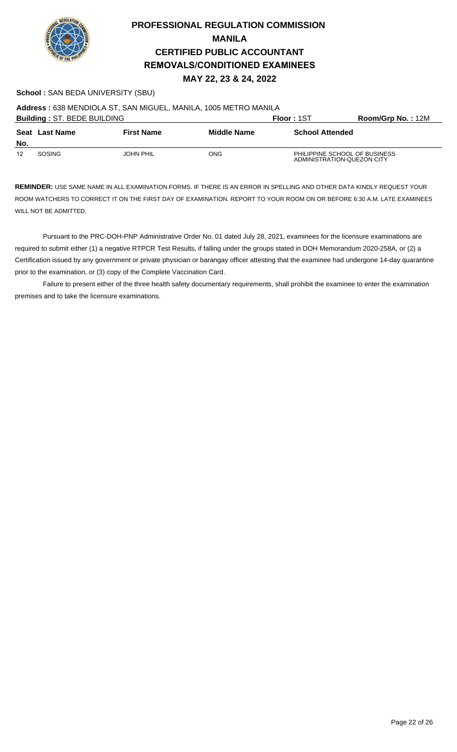# PROFESSIONAL REGULATION COMMISSION
## MANILA
## CERTIFIED PUBLIC ACCOUNTANT
## REMOVALS/CONDITIONED EXAMINEES
## MAY 22, 23 & 24, 2022

**School :** SAN BEDA UNIVERSITY (SBU)

**Address :** 638 MENDIOLA ST, SAN MIGUEL, MANILA, 1005 METRO MANILA

**Building :** ST. BEDE BUILDING **Floor :** 1ST **Room/Grp No. :** 12M

| Seat No. | Last Name | First Name | Middle Name | School Attended |
|---|---|---|---|---|
| 12 | SOSING | JOHN PHIL | ONG | PHILIPPINE SCHOOL OF BUSINESS ADMINISTRATION-QUEZON CITY |

**REMINDER:** USE SAME NAME IN ALL EXAMINATION FORMS. IF THERE IS AN ERROR IN SPELLING AND OTHER DATA KINDLY REQUEST YOUR ROOM WATCHERS TO CORRECT IT ON THE FIRST DAY OF EXAMINATION. REPORT TO YOUR ROOM ON OR BEFORE 6:30 A.M. LATE EXAMINEES WILL NOT BE ADMITTED.

Pursuant to the PRC-DOH-PNP Administrative Order No. 01 dated July 28, 2021, examinees for the licensure examinations are required to submit either (1) a negative RTPCR Test Results, if falling under the groups stated in DOH Memorandum 2020-258A, or (2) a Certification issued by any government or private physician or barangay officer attesting that the examinee had undergone 14-day quarantine prior to the examination, or (3) copy of the Complete Vaccination Card.

Failure to present either of the three health safety documentary requirements, shall prohibit the examinee to enter the examination premises and to take the licensure examinations.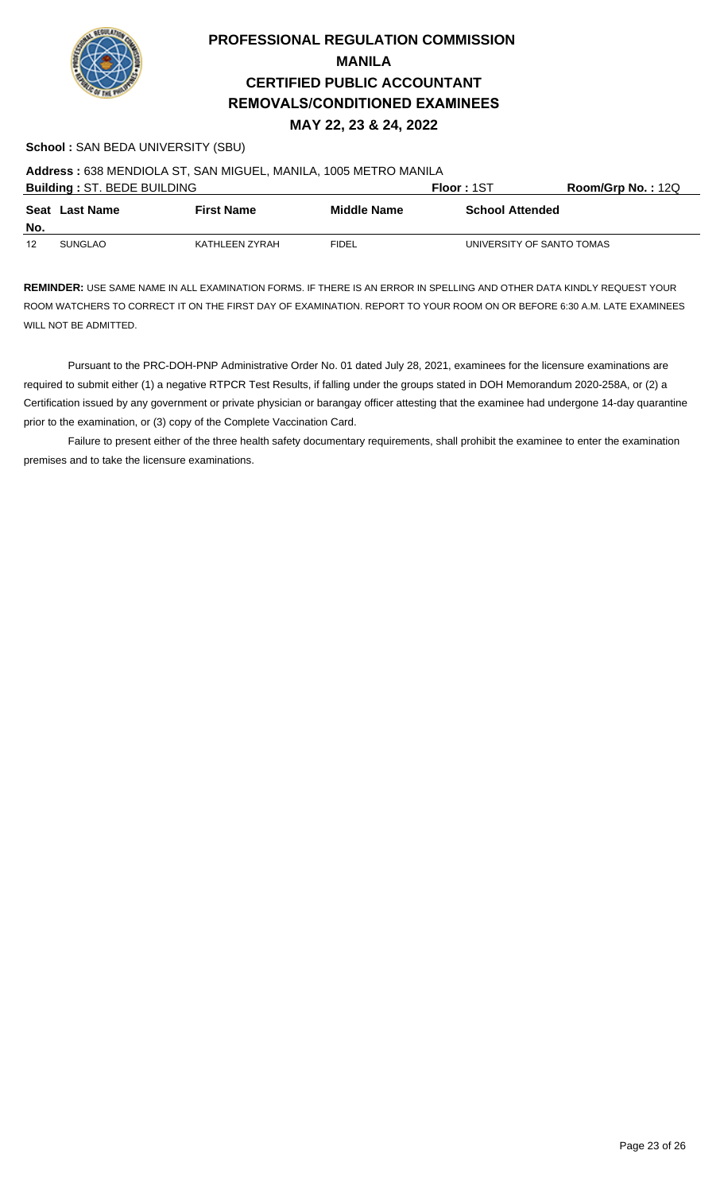# PROFESSIONAL REGULATION COMMISSION
## MANILA
## CERTIFIED PUBLIC ACCOUNTANT
## REMOVALS/CONDITIONED EXAMINEES
### MAY 22, 23 & 24, 2022

**School :** SAN BEDA UNIVERSITY (SBU)

**Address :** 638 MENDIOLA ST, SAN MIGUEL, MANILA, 1005 METRO MANILA

**Building :** ST. BEDE BUILDING | **Floor :** 1ST | **Room/Grp No. :** 12Q

| Seat No. | Last Name | First Name | Middle Name | School Attended |
|---|---|---|---|---|
| 12 | SUNGLAO | KATHLEEN ZYRAH | FIDEL | UNIVERSITY OF SANTO TOMAS |

**REMINDER:** USE SAME NAME IN ALL EXAMINATION FORMS. IF THERE IS AN ERROR IN SPELLING AND OTHER DATA KINDLY REQUEST YOUR ROOM WATCHERS TO CORRECT IT ON THE FIRST DAY OF EXAMINATION. REPORT TO YOUR ROOM ON OR BEFORE 6:30 A.M. LATE EXAMINEES WILL NOT BE ADMITTED.

Pursuant to the PRC-DOH-PNP Administrative Order No. 01 dated July 28, 2021, examinees for the licensure examinations are required to submit either (1) a negative RTPCR Test Results, if falling under the groups stated in DOH Memorandum 2020-258A, or (2) a Certification issued by any government or private physician or barangay officer attesting that the examinee had undergone 14-day quarantine prior to the examination, or (3) copy of the Complete Vaccination Card.

Failure to present either of the three health safety documentary requirements, shall prohibit the examinee to enter the examination premises and to take the licensure examinations.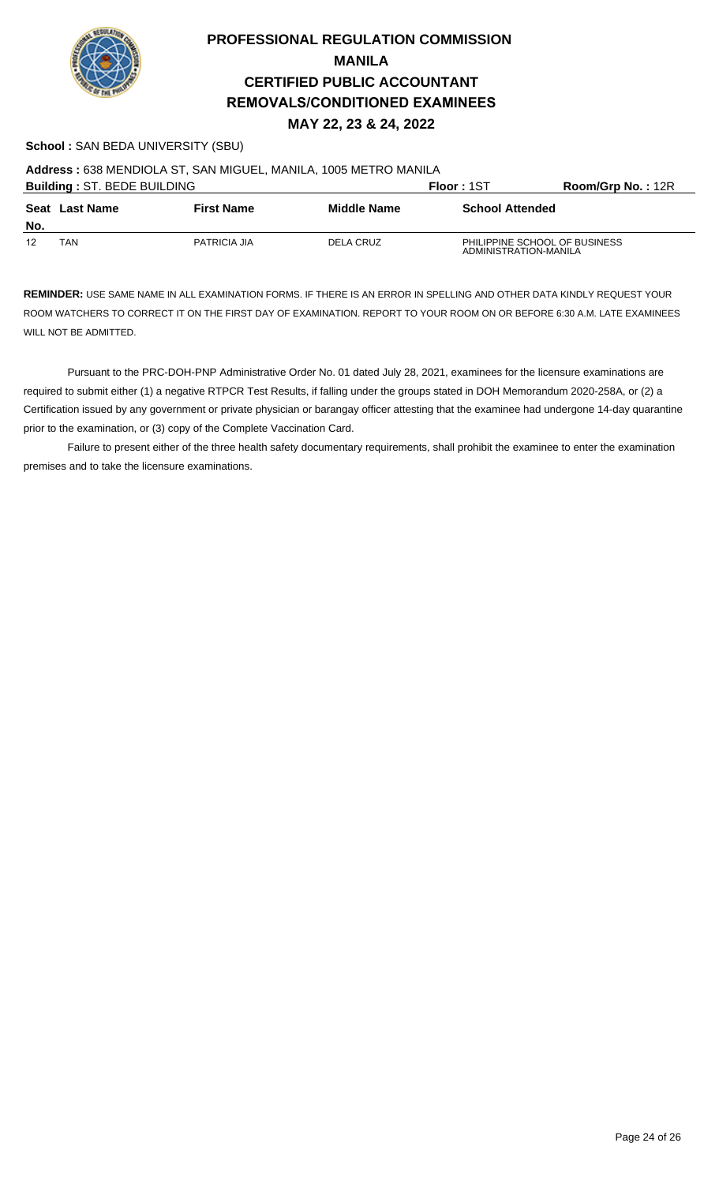# PROFESSIONAL REGULATION COMMISSION
## MANILA
## CERTIFIED PUBLIC ACCOUNTANT
## REMOVALS/CONDITIONED EXAMINEES
### MAY 22, 23 & 24, 2022

**School :** SAN BEDA UNIVERSITY (SBU)

**Address :** 638 MENDIOLA ST, SAN MIGUEL, MANILA, 1005 METRO MANILA

**Building :** ST. BEDE BUILDING  **Floor :** 1ST  **Room/Grp No. :** 12R

| Seat No. | Last Name | First Name | Middle Name | School Attended |
|---|---|---|---|---|
| 12 | TAN | PATRICIA JIA | DELA CRUZ | PHILIPPINE SCHOOL OF BUSINESS ADMINISTRATION-MANILA |

**REMINDER:** USE SAME NAME IN ALL EXAMINATION FORMS. IF THERE IS AN ERROR IN SPELLING AND OTHER DATA KINDLY REQUEST YOUR ROOM WATCHERS TO CORRECT IT ON THE FIRST DAY OF EXAMINATION. REPORT TO YOUR ROOM ON OR BEFORE 6:30 A.M. LATE EXAMINEES WILL NOT BE ADMITTED.

Pursuant to the PRC-DOH-PNP Administrative Order No. 01 dated July 28, 2021, examinees for the licensure examinations are required to submit either (1) a negative RTPCR Test Results, if falling under the groups stated in DOH Memorandum 2020-258A, or (2) a Certification issued by any government or private physician or barangay officer attesting that the examinee had undergone 14-day quarantine prior to the examination, or (3) copy of the Complete Vaccination Card.

Failure to present either of the three health safety documentary requirements, shall prohibit the examinee to enter the examination premises and to take the licensure examinations.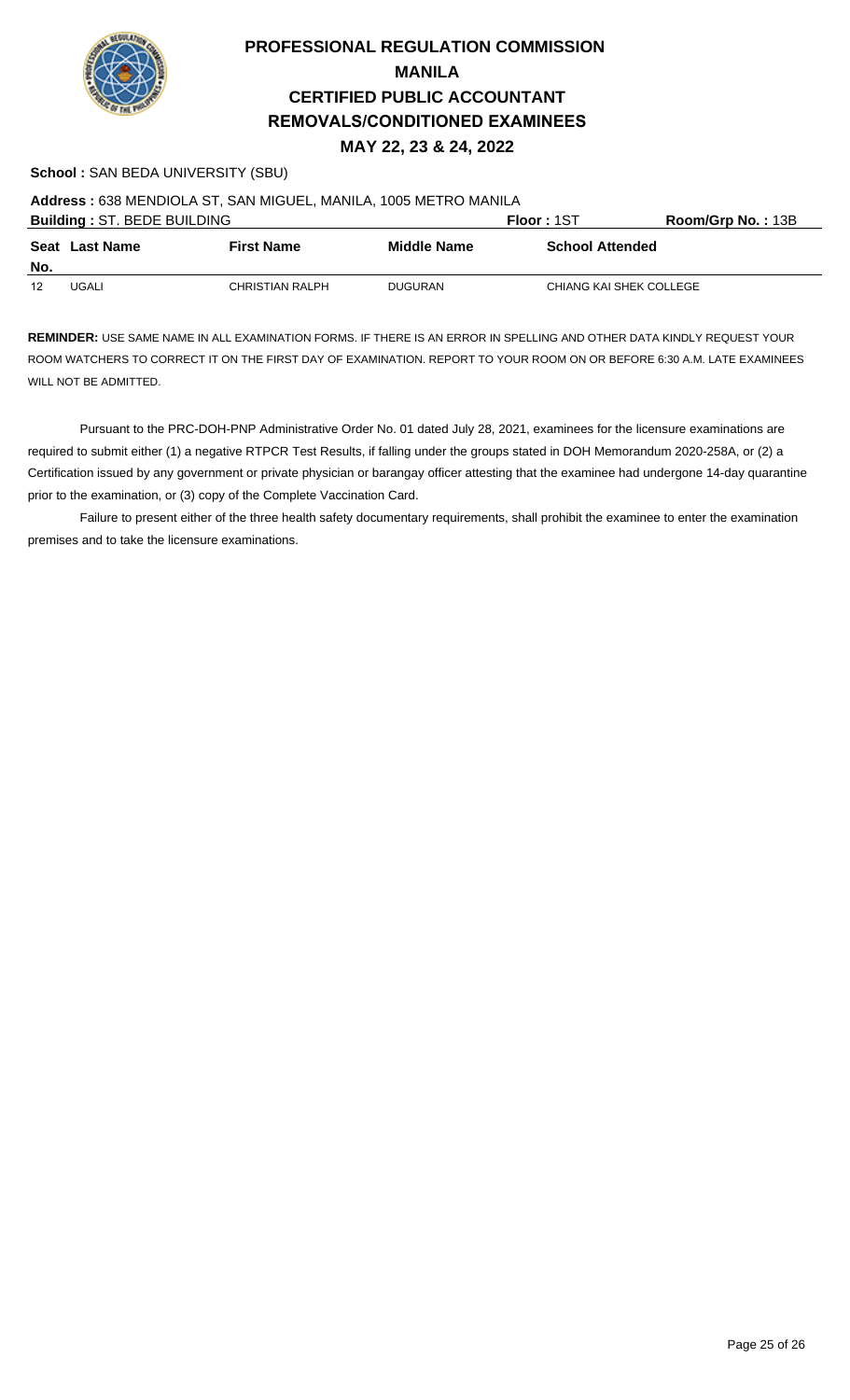# PROFESSIONAL REGULATION COMMISSION
## MANILA
## CERTIFIED PUBLIC ACCOUNTANT
## REMOVALS/CONDITIONED EXAMINEES
### MAY 22, 23 & 24, 2022

**School :** SAN BEDA UNIVERSITY (SBU)

**Address :** 638 MENDIOLA ST, SAN MIGUEL, MANILA, 1005 METRO MANILA

**Building :** ST. BEDE BUILDING **Floor :** 1ST **Room/Grp No. :** 13B

| Seat No. | Last Name | First Name | Middle Name | School Attended |
|---|---|---|---|---|
| 12 | UGALI | CHRISTIAN RALPH | DUGURAN | CHIANG KAI SHEK COLLEGE |

**REMINDER:** USE SAME NAME IN ALL EXAMINATION FORMS. IF THERE IS AN ERROR IN SPELLING AND OTHER DATA KINDLY REQUEST YOUR ROOM WATCHERS TO CORRECT IT ON THE FIRST DAY OF EXAMINATION. REPORT TO YOUR ROOM ON OR BEFORE 6:30 A.M. LATE EXAMINEES WILL NOT BE ADMITTED.

Pursuant to the PRC-DOH-PNP Administrative Order No. 01 dated July 28, 2021, examinees for the licensure examinations are required to submit either (1) a negative RTPCR Test Results, if falling under the groups stated in DOH Memorandum 2020-258A, or (2) a Certification issued by any government or private physician or barangay officer attesting that the examinee had undergone 14-day quarantine prior to the examination, or (3) copy of the Complete Vaccination Card.

Failure to present either of the three health safety documentary requirements, shall prohibit the examinee to enter the examination premises and to take the licensure examinations.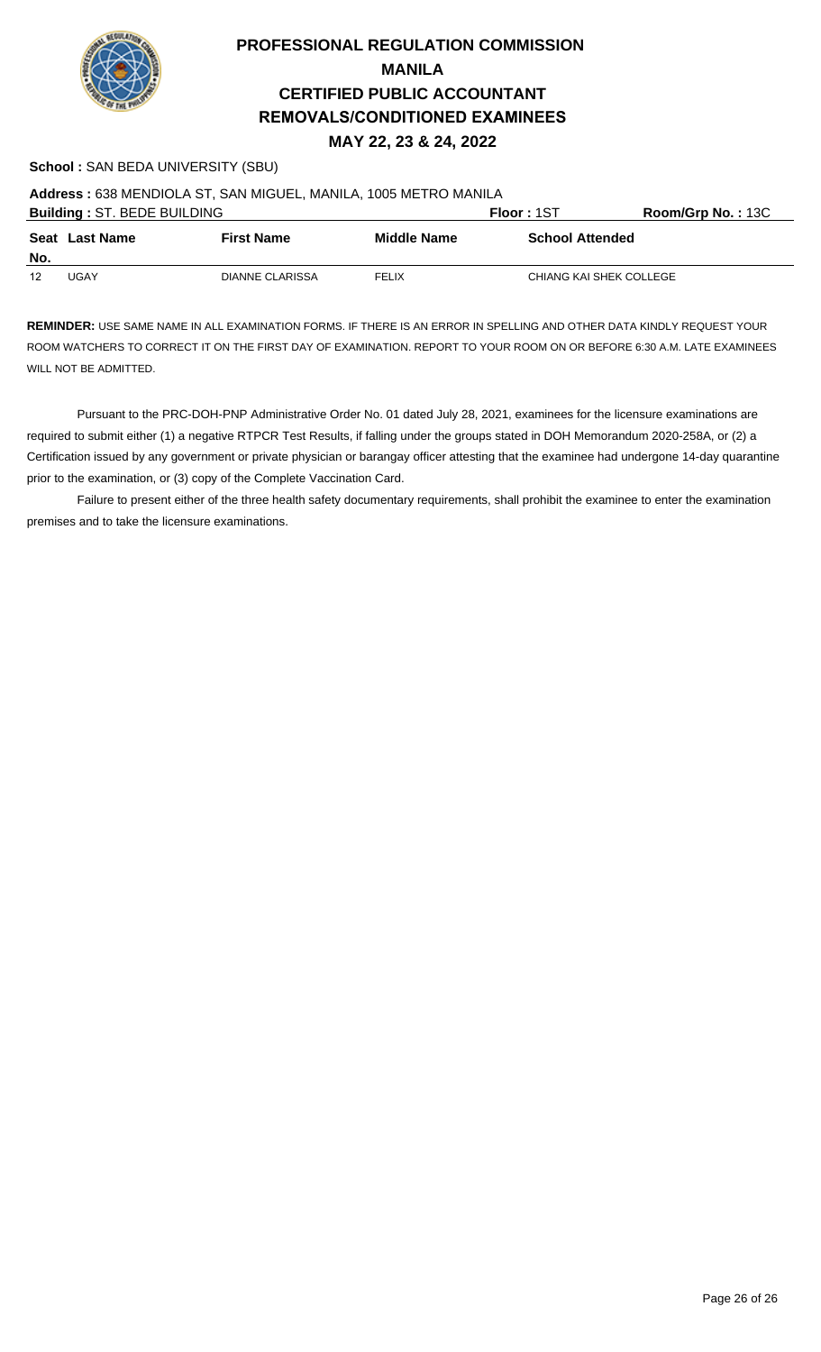# PROFESSIONAL REGULATION COMMISSION
## MANILA
## CERTIFIED PUBLIC ACCOUNTANT
## REMOVALS/CONDITIONED EXAMINEES
### MAY 22, 23 & 24, 2022

**School :** SAN BEDA UNIVERSITY (SBU)

**Address :** 638 MENDIOLA ST, SAN MIGUEL, MANILA, 1005 METRO MANILA

**Building :** ST. BEDE BUILDING **Floor :** 1ST **Room/Grp No. :** 13C

| Seat No. | Last Name | First Name | Middle Name | School Attended |
|---|---|---|---|---|
| 12 | UGAY | DIANNE CLARISSA | FELIX | CHIANG KAI SHEK COLLEGE |

**REMINDER:** USE SAME NAME IN ALL EXAMINATION FORMS. IF THERE IS AN ERROR IN SPELLING AND OTHER DATA KINDLY REQUEST YOUR ROOM WATCHERS TO CORRECT IT ON THE FIRST DAY OF EXAMINATION. REPORT TO YOUR ROOM ON OR BEFORE 6:30 A.M. LATE EXAMINEES WILL NOT BE ADMITTED.

Pursuant to the PRC-DOH-PNP Administrative Order No. 01 dated July 28, 2021, examinees for the licensure examinations are required to submit either (1) a negative RTPCR Test Results, if falling under the groups stated in DOH Memorandum 2020-258A, or (2) a Certification issued by any government or private physician or barangay officer attesting that the examinee had undergone 14-day quarantine prior to the examination, or (3) copy of the Complete Vaccination Card.

Failure to present either of the three health safety documentary requirements, shall prohibit the examinee to enter the examination premises and to take the licensure examinations.